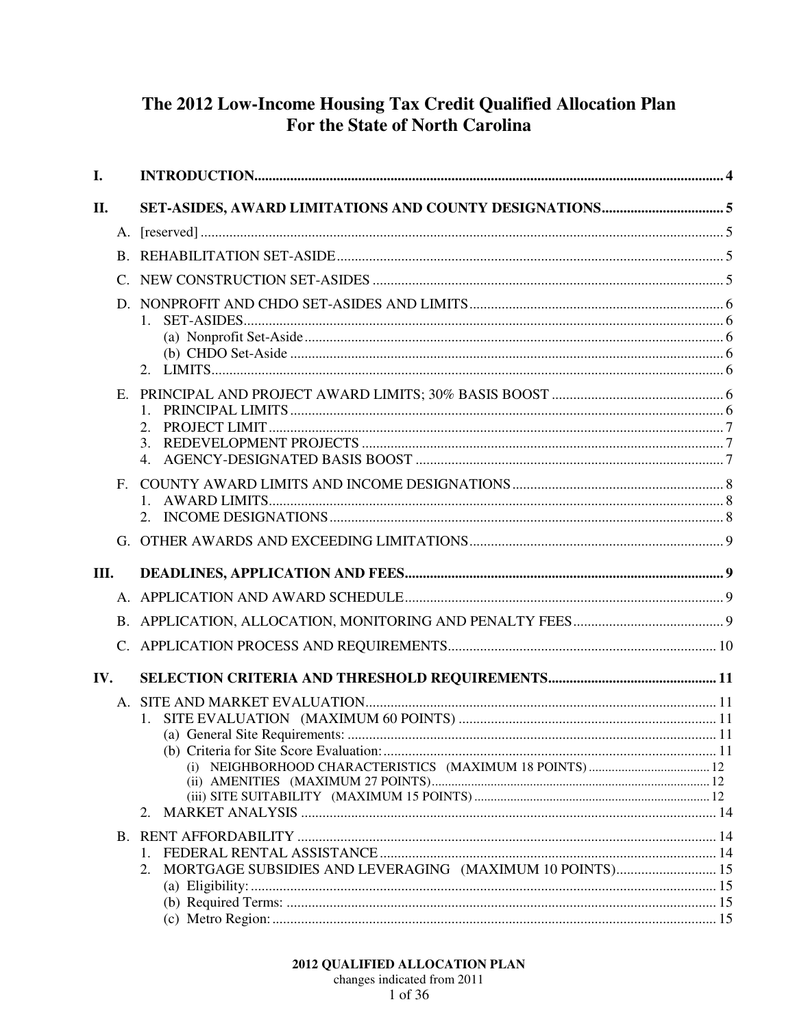# The 2012 Low-Income Housing Tax Credit Qualified Allocation Plan For the State of North Carolina

- **I. INTRODUCTION** ..... 4
- **II. SET-ASIDES, AWARD LIMITATIONS AND COUNTY DESIGNATIONS** ..... 5
  - A. [reserved] ..... 5
  - B. REHABILITATION SET-ASIDE ..... 5
  - C. NEW CONSTRUCTION SET-ASIDES ..... 5
  - D. NONPROFIT AND CHDO SET-ASIDES AND LIMITS ..... 6
    - 1. SET-ASIDES ..... 6
      - (a) Nonprofit Set-Aside ..... 6
      - (b) CHDO Set-Aside ..... 6
    - 2. LIMITS ..... 6
  - E. PRINCIPAL AND PROJECT AWARD LIMITS; 30% BASIS BOOST ..... 6
    - 1. PRINCIPAL LIMITS ..... 6
    - 2. PROJECT LIMIT ..... 7
    - 3. REDEVELOPMENT PROJECTS ..... 7
    - 4. AGENCY-DESIGNATED BASIS BOOST ..... 7
  - F. COUNTY AWARD LIMITS AND INCOME DESIGNATIONS ..... 8
    - 1. AWARD LIMITS ..... 8
    - 2. INCOME DESIGNATIONS ..... 8
  - G. OTHER AWARDS AND EXCEEDING LIMITATIONS ..... 9
- **III. DEADLINES, APPLICATION AND FEES** ..... 9
  - A. APPLICATION AND AWARD SCHEDULE ..... 9
  - B. APPLICATION, ALLOCATION, MONITORING AND PENALTY FEES ..... 9
  - C. APPLICATION PROCESS AND REQUIREMENTS ..... 10
- **IV. SELECTION CRITERIA AND THRESHOLD REQUIREMENTS** ..... 11
  - A. SITE AND MARKET EVALUATION ..... 11
    - 1. SITE EVALUATION (MAXIMUM 60 POINTS) ..... 11
      - (a) General Site Requirements: ..... 11
      - (b) Criteria for Site Score Evaluation: ..... 11
        - (i) NEIGHBORHOOD CHARACTERISTICS (MAXIMUM 18 POINTS) ..... 12
        - (ii) AMENITIES (MAXIMUM 27 POINTS) ..... 12
        - (iii) SITE SUITABILITY (MAXIMUM 15 POINTS) ..... 12
    - 2. MARKET ANALYSIS ..... 14
  - B. RENT AFFORDABILITY ..... 14
    - 1. FEDERAL RENTAL ASSISTANCE ..... 14
    - 2. MORTGAGE SUBSIDIES AND LEVERAGING (MAXIMUM 10 POINTS) ..... 15
      - (a) Eligibility: ..... 15
      - (b) Required Terms: ..... 15
      - (c) Metro Region: ..... 15

**2012 QUALIFIED ALLOCATION PLAN**
changes indicated from 2011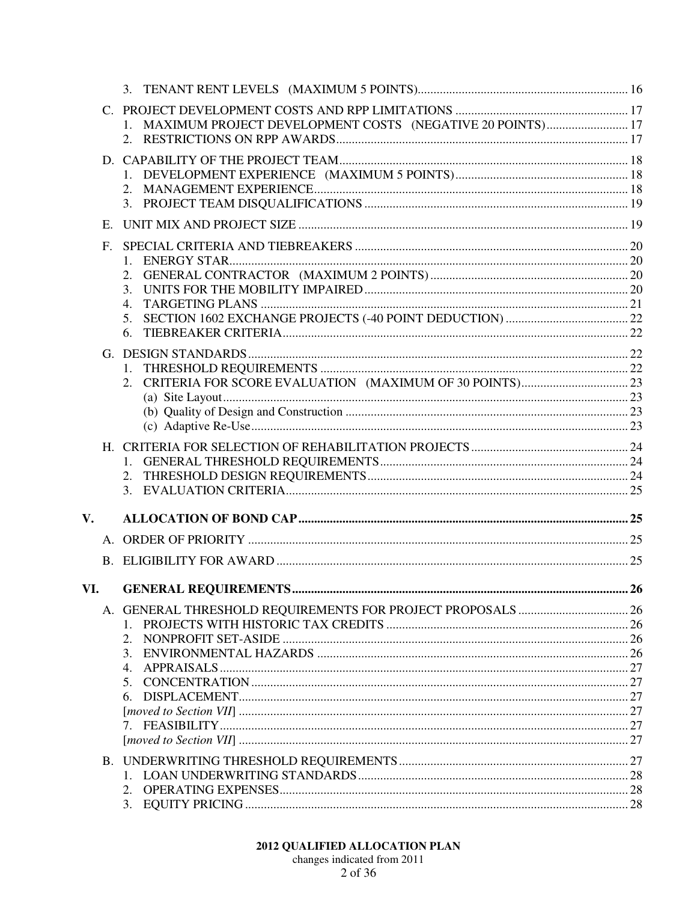3. TENANT RENT LEVELS (MAXIMUM 5 POINTS) ..... 16

C. PROJECT DEVELOPMENT COSTS AND RPP LIMITATIONS ..... 17
1. MAXIMUM PROJECT DEVELOPMENT COSTS (NEGATIVE 20 POINTS) ..... 17
2. RESTRICTIONS ON RPP AWARDS ..... 17

D. CAPABILITY OF THE PROJECT TEAM ..... 18
1. DEVELOPMENT EXPERIENCE (MAXIMUM 5 POINTS) ..... 18
2. MANAGEMENT EXPERIENCE ..... 18
3. PROJECT TEAM DISQUALIFICATIONS ..... 19

E. UNIT MIX AND PROJECT SIZE ..... 19

F. SPECIAL CRITERIA AND TIEBREAKERS ..... 20
1. ENERGY STAR ..... 20
2. GENERAL CONTRACTOR (MAXIMUM 2 POINTS) ..... 20
3. UNITS FOR THE MOBILITY IMPAIRED ..... 20
4. TARGETING PLANS ..... 21
5. SECTION 1602 EXCHANGE PROJECTS (-40 POINT DEDUCTION) ..... 22
6. TIEBREAKER CRITERIA ..... 22

G. DESIGN STANDARDS ..... 22
1. THRESHOLD REQUIREMENTS ..... 22
2. CRITERIA FOR SCORE EVALUATION (MAXIMUM OF 30 POINTS) ..... 23
(a) Site Layout ..... 23
(b) Quality of Design and Construction ..... 23
(c) Adaptive Re-Use ..... 23

H. CRITERIA FOR SELECTION OF REHABILITATION PROJECTS ..... 24
1. GENERAL THRESHOLD REQUIREMENTS ..... 24
2. THRESHOLD DESIGN REQUIREMENTS ..... 24
3. EVALUATION CRITERIA ..... 25

**V. ALLOCATION OF BOND CAP ..... 25**

A. ORDER OF PRIORITY ..... 25

B. ELIGIBILITY FOR AWARD ..... 25

**VI. GENERAL REQUIREMENTS ..... 26**

A. GENERAL THRESHOLD REQUIREMENTS FOR PROJECT PROPOSALS ..... 26
1. PROJECTS WITH HISTORIC TAX CREDITS ..... 26
2. NONPROFIT SET-ASIDE ..... 26
3. ENVIRONMENTAL HAZARDS ..... 26
4. APPRAISALS ..... 27
5. CONCENTRATION ..... 27
6. DISPLACEMENT ..... 27
[*moved to Section VII*] ..... 27
7. FEASIBILITY ..... 27
[*moved to Section VII*] ..... 27

B. UNDERWRITING THRESHOLD REQUIREMENTS ..... 27
1. LOAN UNDERWRITING STANDARDS ..... 28
2. OPERATING EXPENSES ..... 28
3. EQUITY PRICING ..... 28

**2012 QUALIFIED ALLOCATION PLAN**
changes indicated from 2011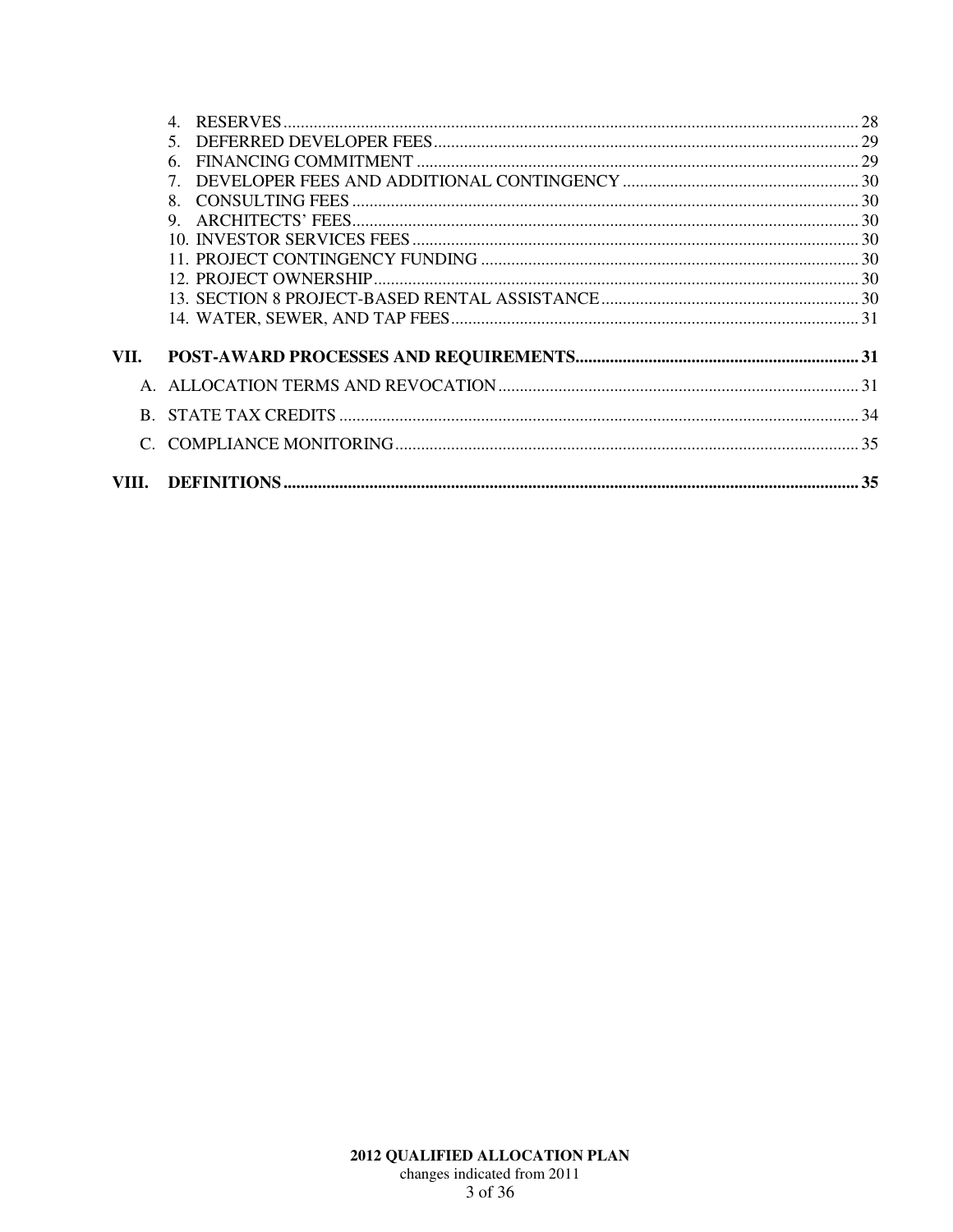4. RESERVES ........................................................................................................................ 28
5. DEFERRED DEVELOPER FEES ................................................................................................... 29
6. FINANCING COMMITMENT ........................................................................................................ 29
7. DEVELOPER FEES AND ADDITIONAL CONTINGENCY ........................................................ 30
8. CONSULTING FEES ...................................................................................................................... 30
9. ARCHITECTS' FEES ...................................................................................................................... 30
10. INVESTOR SERVICES FEES ........................................................................................................ 30
11. PROJECT CONTINGENCY FUNDING ........................................................................................ 30
12. PROJECT OWNERSHIP ................................................................................................................. 30
13. SECTION 8 PROJECT-BASED RENTAL ASSISTANCE ............................................................ 30
14. WATER, SEWER, AND TAP FEES ............................................................................................... 31

**VII. POST-AWARD PROCESSES AND REQUIREMENTS ................................................................. 31**

A. ALLOCATION TERMS AND REVOCATION ................................................................................... 31

B. STATE TAX CREDITS ....................................................................................................................... 34

C. COMPLIANCE MONITORING ........................................................................................................... 35

**VIII. DEFINITIONS ..................................................................................................................................... 35**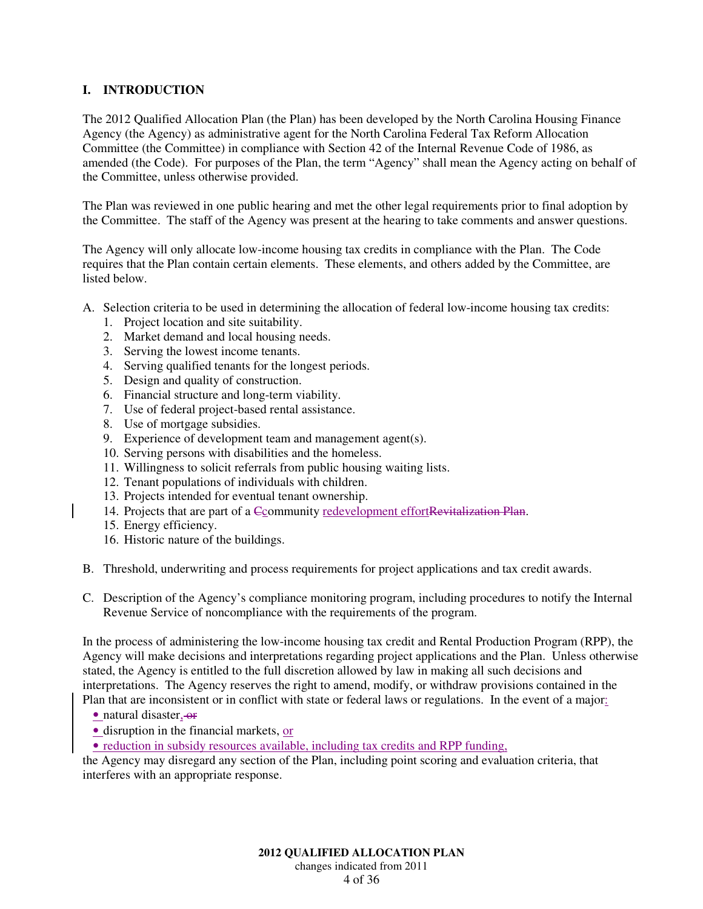# I. INTRODUCTION

The 2012 Qualified Allocation Plan (the Plan) has been developed by the North Carolina Housing Finance Agency (the Agency) as administrative agent for the North Carolina Federal Tax Reform Allocation Committee (the Committee) in compliance with Section 42 of the Internal Revenue Code of 1986, as amended (the Code). For purposes of the Plan, the term "Agency" shall mean the Agency acting on behalf of the Committee, unless otherwise provided.

The Plan was reviewed in one public hearing and met the other legal requirements prior to final adoption by the Committee. The staff of the Agency was present at the hearing to take comments and answer questions.

The Agency will only allocate low-income housing tax credits in compliance with the Plan. The Code requires that the Plan contain certain elements. These elements, and others added by the Committee, are listed below.

A. Selection criteria to be used in determining the allocation of federal low-income housing tax credits:
   1. Project location and site suitability.
   2. Market demand and local housing needs.
   3. Serving the lowest income tenants.
   4. Serving qualified tenants for the longest periods.
   5. Design and quality of construction.
   6. Financial structure and long-term viability.
   7. Use of federal project-based rental assistance.
   8. Use of mortgage subsidies.
   9. Experience of development team and management agent(s).
   10. Serving persons with disabilities and the homeless.
   11. Willingness to solicit referrals from public housing waiting lists.
   12. Tenant populations of individuals with children.
   13. Projects intended for eventual tenant ownership.
   14. Projects that are part of a ~~C~~community redevelopment effort~~Revitalization Plan~~.
   15. Energy efficiency.
   16. Historic nature of the buildings.

B. Threshold, underwriting and process requirements for project applications and tax credit awards.

C. Description of the Agency's compliance monitoring program, including procedures to notify the Internal Revenue Service of noncompliance with the requirements of the program.

In the process of administering the low-income housing tax credit and Rental Production Program (RPP), the Agency will make decisions and interpretations regarding project applications and the Plan. Unless otherwise stated, the Agency is entitled to the full discretion allowed by law in making all such decisions and interpretations. The Agency reserves the right to amend, modify, or withdraw provisions contained in the Plan that are inconsistent or in conflict with state or federal laws or regulations. In the event of a major:

- natural disaster, ~~or~~
- disruption in the financial markets, or
- reduction in subsidy resources available, including tax credits and RPP funding,

the Agency may disregard any section of the Plan, including point scoring and evaluation criteria, that interferes with an appropriate response.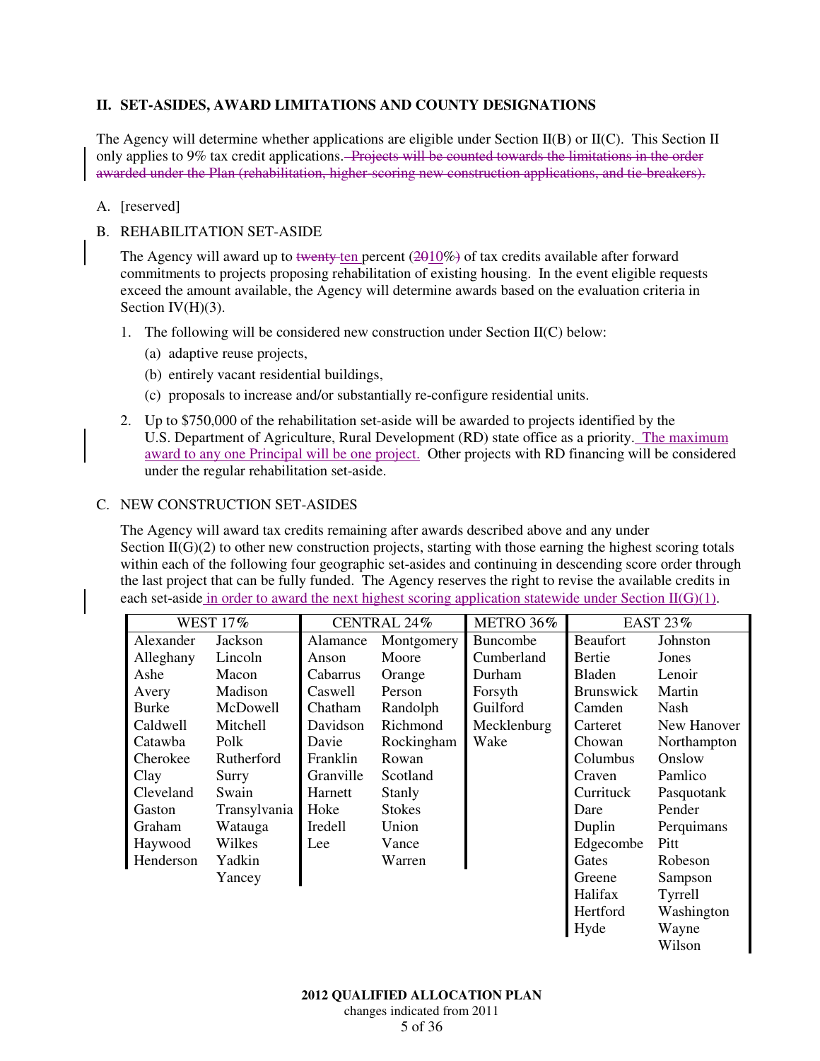## II. SET-ASIDES, AWARD LIMITATIONS AND COUNTY DESIGNATIONS

The Agency will determine whether applications are eligible under Section II(B) or II(C). This Section II only applies to 9% tax credit applications. ~~Projects will be counted towards the limitations in the order awarded under the Plan (rehabilitation, higher-scoring new construction applications, and tie-breakers).~~

A. [reserved]

B. REHABILITATION SET-ASIDE

The Agency will award up to ~~twenty~~ ten percent (~~20~~10%~~)~~ of tax credits available after forward commitments to projects proposing rehabilitation of existing housing. In the event eligible requests exceed the amount available, the Agency will determine awards based on the evaluation criteria in Section IV(H)(3).

1. The following will be considered new construction under Section II(C) below:
   - (a) adaptive reuse projects,
   - (b) entirely vacant residential buildings,
   - (c) proposals to increase and/or substantially re-configure residential units.

2. Up to $750,000 of the rehabilitation set-aside will be awarded to projects identified by the U.S. Department of Agriculture, Rural Development (RD) state office as a priority. The maximum award to any one Principal will be one project. Other projects with RD financing will be considered under the regular rehabilitation set-aside.

C. NEW CONSTRUCTION SET-ASIDES

The Agency will award tax credits remaining after awards described above and any under Section II(G)(2) to other new construction projects, starting with those earning the highest scoring totals within each of the following four geographic set-asides and continuing in descending score order through the last project that can be fully funded. The Agency reserves the right to revise the available credits in each set-aside in order to award the next highest scoring application statewide under Section II(G)(1).

| WEST 17% | | CENTRAL 24% | | METRO 36% | EAST 23% | |
|---|---|---|---|---|---|---|
| Alexander | Jackson | Alamance | Montgomery | Buncombe | Beaufort | Johnston |
| Alleghany | Lincoln | Anson | Moore | Cumberland | Bertie | Jones |
| Ashe | Macon | Cabarrus | Orange | Durham | Bladen | Lenoir |
| Avery | Madison | Caswell | Person | Forsyth | Brunswick | Martin |
| Burke | McDowell | Chatham | Randolph | Guilford | Camden | Nash |
| Caldwell | Mitchell | Davidson | Richmond | Mecklenburg | Carteret | New Hanover |
| Catawba | Polk | Davie | Rockingham | Wake | Chowan | Northampton |
| Cherokee | Rutherford | Franklin | Rowan | | Columbus | Onslow |
| Clay | Surry | Granville | Scotland | | Craven | Pamlico |
| Cleveland | Swain | Harnett | Stanly | | Currituck | Pasquotank |
| Gaston | Transylvania | Hoke | Stokes | | Dare | Pender |
| Graham | Watauga | Iredell | Union | | Duplin | Perquimans |
| Haywood | Wilkes | Lee | Vance | | Edgecombe | Pitt |
| Henderson | Yadkin | | Warren | | Gates | Robeson |
| | Yancey | | | | Greene | Sampson |
| | | | | | Halifax | Tyrrell |
| | | | | | Hertford | Washington |
| | | | | | Hyde | Wayne |
| | | | | | | Wilson |

**2012 QUALIFIED ALLOCATION PLAN**
changes indicated from 2011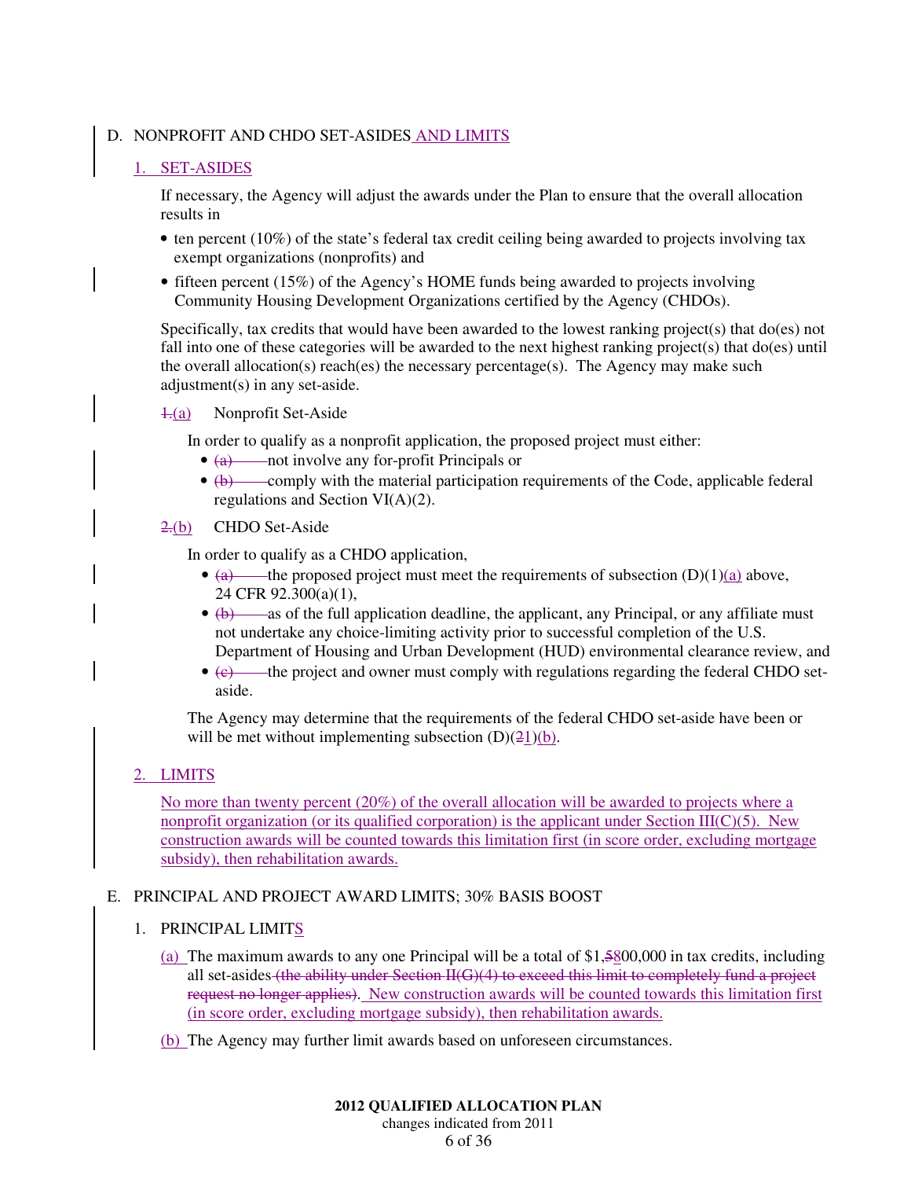D. NONPROFIT AND CHDO SET-ASIDES AND LIMITS

1. SET-ASIDES

If necessary, the Agency will adjust the awards under the Plan to ensure that the overall allocation results in

- ten percent (10%) of the state's federal tax credit ceiling being awarded to projects involving tax exempt organizations (nonprofits) and
- fifteen percent (15%) of the Agency's HOME funds being awarded to projects involving Community Housing Development Organizations certified by the Agency (CHDOs).

Specifically, tax credits that would have been awarded to the lowest ranking project(s) that do(es) not fall into one of these categories will be awarded to the next highest ranking project(s) that do(es) until the overall allocation(s) reach(es) the necessary percentage(s). The Agency may make such adjustment(s) in any set-aside.

~~1.~~(a) Nonprofit Set-Aside

In order to qualify as a nonprofit application, the proposed project must either:

- ~~(a)~~ not involve any for-profit Principals or
- ~~(b)~~ comply with the material participation requirements of the Code, applicable federal regulations and Section VI(A)(2).

~~2.~~(b) CHDO Set-Aside

In order to qualify as a CHDO application,

- ~~(a)~~ the proposed project must meet the requirements of subsection (D)(1)(a) above, 24 CFR 92.300(a)(1),
- ~~(b)~~ as of the full application deadline, the applicant, any Principal, or any affiliate must not undertake any choice-limiting activity prior to successful completion of the U.S. Department of Housing and Urban Development (HUD) environmental clearance review, and
- ~~(c)~~ the project and owner must comply with regulations regarding the federal CHDO set-aside.

The Agency may determine that the requirements of the federal CHDO set-aside have been or will be met without implementing subsection (D)(~~2~~1)(b).

2. LIMITS

No more than twenty percent (20%) of the overall allocation will be awarded to projects where a nonprofit organization (or its qualified corporation) is the applicant under Section III(C)(5). New construction awards will be counted towards this limitation first (in score order, excluding mortgage subsidy), then rehabilitation awards.

E. PRINCIPAL AND PROJECT AWARD LIMITS; 30% BASIS BOOST

1. PRINCIPAL LIMITS

(a) The maximum awards to any one Principal will be a total of $1,~~5~~800,000 in tax credits, including all set-asides ~~(the ability under Section II(G)(4) to exceed this limit to completely fund a project request no longer applies)~~. New construction awards will be counted towards this limitation first (in score order, excluding mortgage subsidy), then rehabilitation awards.

(b) The Agency may further limit awards based on unforeseen circumstances.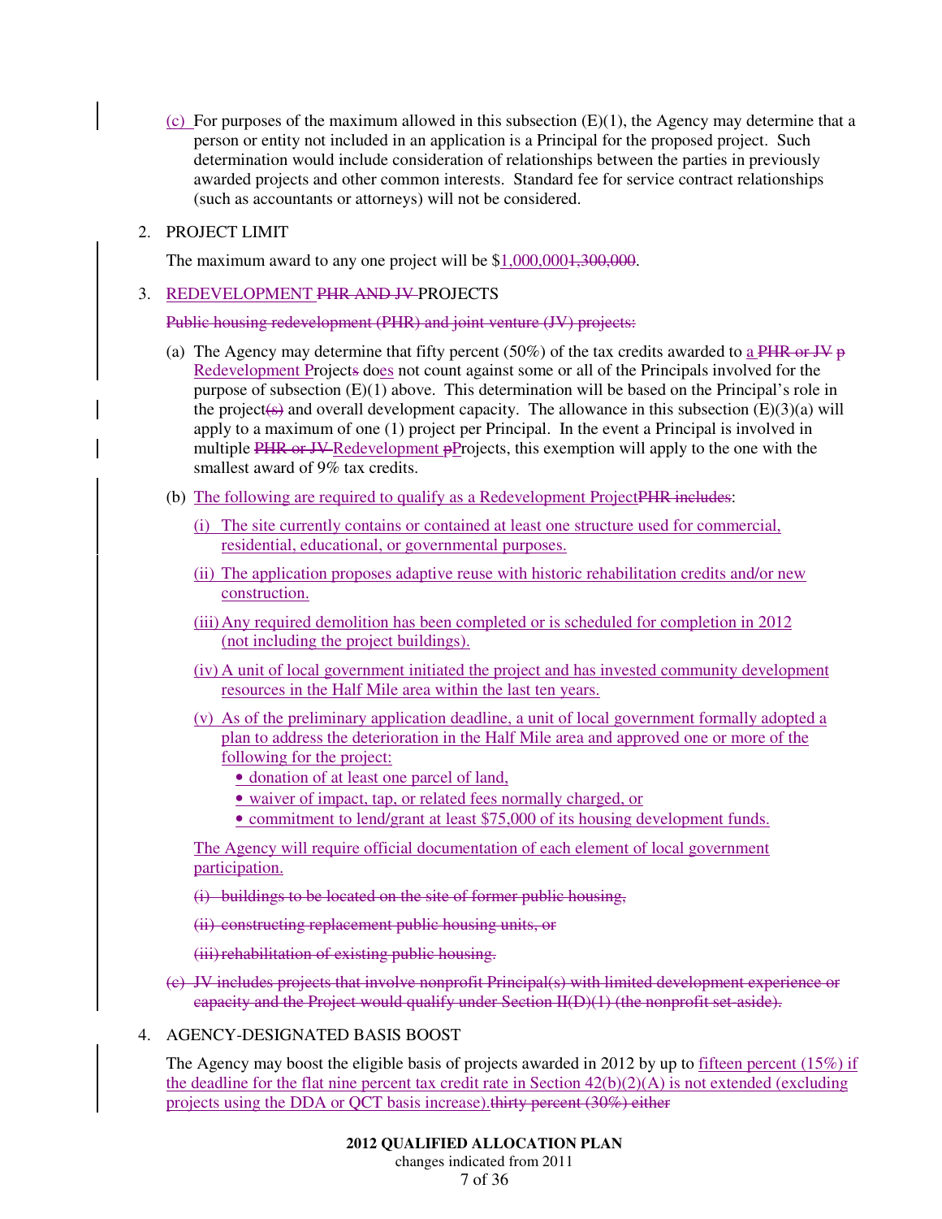(c) For purposes of the maximum allowed in this subsection (E)(1), the Agency may determine that a person or entity not included in an application is a Principal for the proposed project. Such determination would include consideration of relationships between the parties in previously awarded projects and other common interests. Standard fee for service contract relationships (such as accountants or attorneys) will not be considered.

2. PROJECT LIMIT

   The maximum award to any one project will be $1,000,000~~1,300,000~~.

3. REDEVELOPMENT ~~PHR AND JV~~ PROJECTS

   ~~Public housing redevelopment (PHR) and joint venture (JV) projects:~~

   (a) The Agency may determine that fifty percent (50%) of the tax credits awarded to a ~~PHR or JV p~~ Redevelopment Project~~s~~ does not count against some or all of the Principals involved for the purpose of subsection (E)(1) above. This determination will be based on the Principal's role in the project~~(s)~~ and overall development capacity. The allowance in this subsection (E)(3)(a) will apply to a maximum of one (1) project per Principal. In the event a Principal is involved in multiple ~~PHR or JV~~ Redevelopment ~~p~~Projects, this exemption will apply to the one with the smallest award of 9% tax credits.

   (b) The following are required to qualify as a Redevelopment Project~~PHR includes~~:

      (i) The site currently contains or contained at least one structure used for commercial, residential, educational, or governmental purposes.

      (ii) The application proposes adaptive reuse with historic rehabilitation credits and/or new construction.

      (iii) Any required demolition has been completed or is scheduled for completion in 2012 (not including the project buildings).

      (iv) A unit of local government initiated the project and has invested community development resources in the Half Mile area within the last ten years.

      (v) As of the preliminary application deadline, a unit of local government formally adopted a plan to address the deterioration in the Half Mile area and approved one or more of the following for the project:
         - donation of at least one parcel of land,
         - waiver of impact, tap, or related fees normally charged, or
         - commitment to lend/grant at least $75,000 of its housing development funds.

      The Agency will require official documentation of each element of local government participation.

      ~~(i) buildings to be located on the site of former public housing,~~

      ~~(ii) constructing replacement public housing units, or~~

      ~~(iii) rehabilitation of existing public housing.~~

   ~~(c) JV includes projects that involve nonprofit Principal(s) with limited development experience or capacity and the Project would qualify under Section II(D)(1) (the nonprofit set-aside).~~

4. AGENCY-DESIGNATED BASIS BOOST

   The Agency may boost the eligible basis of projects awarded in 2012 by up to fifteen percent (15%) if the deadline for the flat nine percent tax credit rate in Section 42(b)(2)(A) is not extended (excluding projects using the DDA or QCT basis increase).~~thirty percent (30%) either~~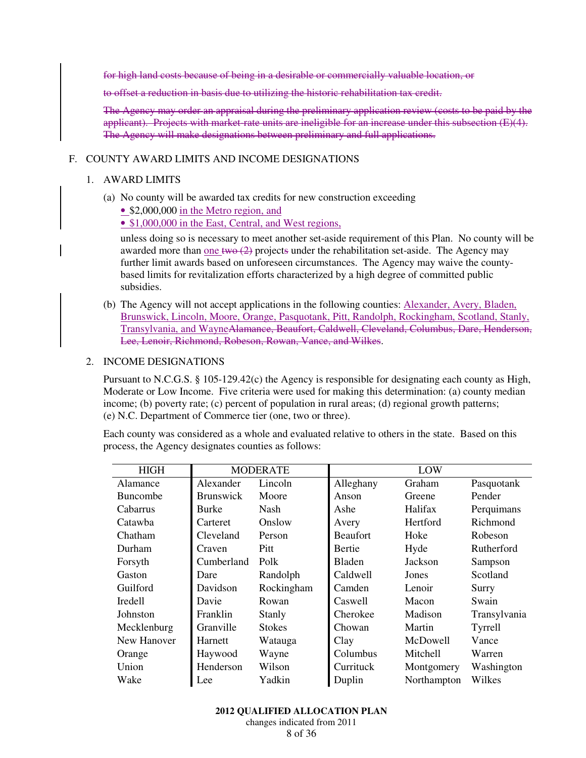~~for high land costs because of being in a desirable or commercially valuable location, or~~

~~to offset a reduction in basis due to utilizing the historic rehabilitation tax credit.~~

~~The Agency may order an appraisal during the preliminary application review (costs to be paid by the applicant). Projects with market-rate units are ineligible for an increase under this subsection (E)(4). The Agency will make designations between preliminary and full applications.~~

## F. COUNTY AWARD LIMITS AND INCOME DESIGNATIONS

### 1. AWARD LIMITS

(a) No county will be awarded tax credits for new construction exceeding

- $2,000,000 <u>in the Metro region, and</u>
- <u>$1,000,000 in the East, Central, and West regions,</u>

unless doing so is necessary to meet another set-aside requirement of this Plan. No county will be awarded more than <u>one</u> ~~two (2)~~ project~~s~~ under the rehabilitation set-aside. The Agency may further limit awards based on unforeseen circumstances. The Agency may waive the county-based limits for revitalization efforts characterized by a high degree of committed public subsidies.

(b) The Agency will not accept applications in the following counties: <u>Alexander, Avery, Bladen, Brunswick, Lincoln, Moore, Orange, Pasquotank, Pitt, Randolph, Rockingham, Scotland, Stanly, Transylvania, and Wayne</u>~~Alamance, Beaufort, Caldwell, Cleveland, Columbus, Dare, Henderson, Lee, Lenoir, Richmond, Robeson, Rowan, Vance, and Wilkes~~.

### 2. INCOME DESIGNATIONS

Pursuant to N.C.G.S. § 105-129.42(c) the Agency is responsible for designating each county as High, Moderate or Low Income. Five criteria were used for making this determination: (a) county median income; (b) poverty rate; (c) percent of population in rural areas; (d) regional growth patterns; (e) N.C. Department of Commerce tier (one, two or three).

Each county was considered as a whole and evaluated relative to others in the state. Based on this process, the Agency designates counties as follows:

| HIGH | MODERATE | | LOW | | |
|---|---|---|---|---|---|
| Alamance | Alexander | Lincoln | Alleghany | Graham | Pasquotank |
| Buncombe | Brunswick | Moore | Anson | Greene | Pender |
| Cabarrus | Burke | Nash | Ashe | Halifax | Perquimans |
| Catawba | Carteret | Onslow | Avery | Hertford | Richmond |
| Chatham | Cleveland | Person | Beaufort | Hoke | Robeson |
| Durham | Craven | Pitt | Bertie | Hyde | Rutherford |
| Forsyth | Cumberland | Polk | Bladen | Jackson | Sampson |
| Gaston | Dare | Randolph | Caldwell | Jones | Scotland |
| Guilford | Davidson | Rockingham | Camden | Lenoir | Surry |
| Iredell | Davie | Rowan | Caswell | Macon | Swain |
| Johnston | Franklin | Stanly | Cherokee | Madison | Transylvania |
| Mecklenburg | Granville | Stokes | Chowan | Martin | Tyrrell |
| New Hanover | Harnett | Watauga | Clay | McDowell | Vance |
| Orange | Haywood | Wayne | Columbus | Mitchell | Warren |
| Union | Henderson | Wilson | Currituck | Montgomery | Washington |
| Wake | Lee | Yadkin | Duplin | Northampton | Wilkes |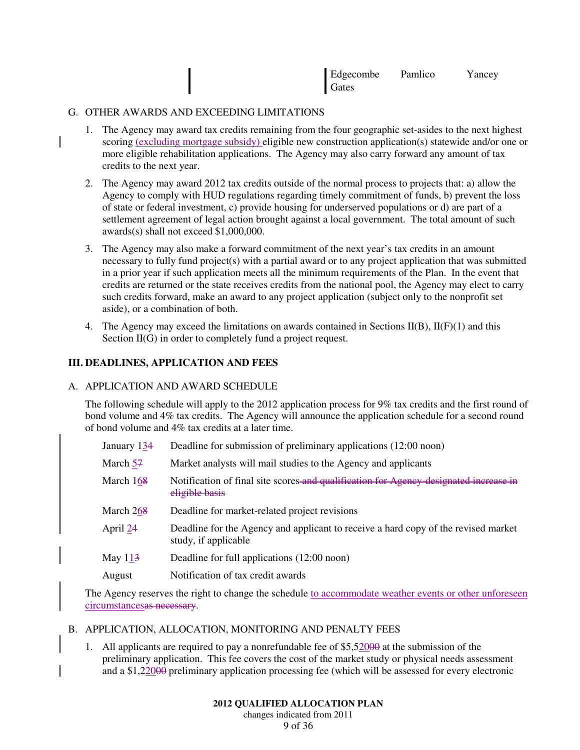| | | |
|---|---|---|
| Edgecombe | Pamlico | Yancey |
| Gates | | |

## G. OTHER AWARDS AND EXCEEDING LIMITATIONS

1. The Agency may award tax credits remaining from the four geographic set-asides to the next highest scoring (excluding mortgage subsidy) eligible new construction application(s) statewide and/or one or more eligible rehabilitation applications. The Agency may also carry forward any amount of tax credits to the next year.

2. The Agency may award 2012 tax credits outside of the normal process to projects that: a) allow the Agency to comply with HUD regulations regarding timely commitment of funds, b) prevent the loss of state or federal investment, c) provide housing for underserved populations or d) are part of a settlement agreement of legal action brought against a local government. The total amount of such awards(s) shall not exceed $1,000,000.

3. The Agency may also make a forward commitment of the next year's tax credits in an amount necessary to fully fund project(s) with a partial award or to any project application that was submitted in a prior year if such application meets all the minimum requirements of the Plan. In the event that credits are returned or the state receives credits from the national pool, the Agency may elect to carry such credits forward, make an award to any project application (subject only to the nonprofit set aside), or a combination of both.

4. The Agency may exceed the limitations on awards contained in Sections II(B), II(F)(1) and this Section II(G) in order to completely fund a project request.

# III. DEADLINES, APPLICATION AND FEES

## A. APPLICATION AND AWARD SCHEDULE

The following schedule will apply to the 2012 application process for 9% tax credits and the first round of bond volume and 4% tax credits. The Agency will announce the application schedule for a second round of bond volume and 4% tax credits at a later time.

| | |
|---|---|
| January 13~~4~~ | Deadline for submission of preliminary applications (12:00 noon) |
| March 5~~7~~ | Market analysts will mail studies to the Agency and applicants |
| March 16~~8~~ | Notification of final site scores ~~and qualification for Agency-designated increase in eligible basis~~ |
| March 26~~8~~ | Deadline for market-related project revisions |
| April 2~~4~~ | Deadline for the Agency and applicant to receive a hard copy of the revised market study, if applicable |
| May 11~~3~~ | Deadline for full applications (12:00 noon) |
| August | Notification of tax credit awards |

The Agency reserves the right to change the schedule to accommodate weather events or other unforeseen circumstances~~as necessary~~.

## B. APPLICATION, ALLOCATION, MONITORING AND PENALTY FEES

1. All applicants are required to pay a nonrefundable fee of $5,520~~00~~ at the submission of the preliminary application. This fee covers the cost of the market study or physical needs assessment and a $1,220~~00~~ preliminary application processing fee (which will be assessed for every electronic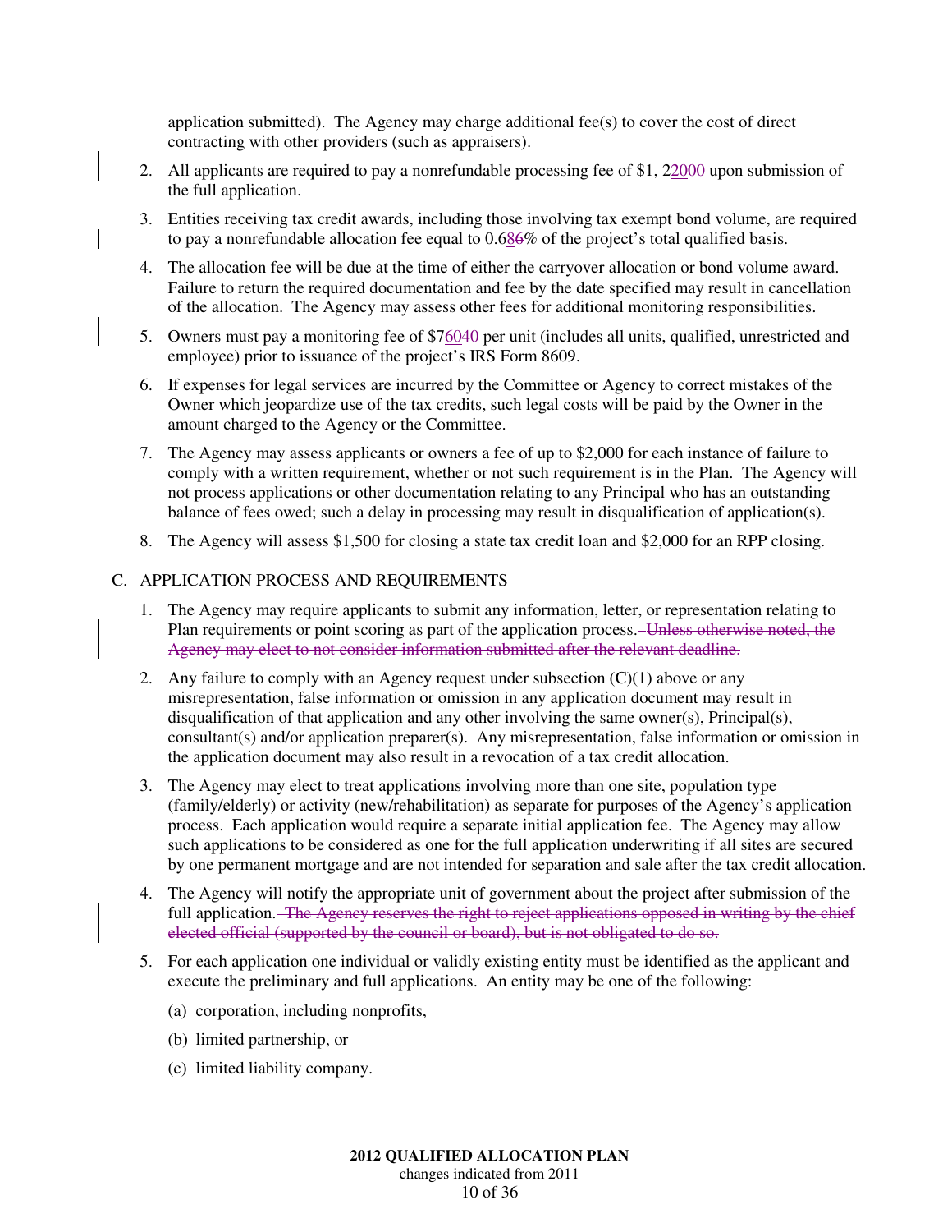application submitted). The Agency may charge additional fee(s) to cover the cost of direct contracting with other providers (such as appraisers).

2. All applicants are required to pay a nonrefundable processing fee of $1, 220~~00~~ upon submission of the full application.

3. Entities receiving tax credit awards, including those involving tax exempt bond volume, are required to pay a nonrefundable allocation fee equal to 0.68~~6~~% of the project's total qualified basis.

4. The allocation fee will be due at the time of either the carryover allocation or bond volume award. Failure to return the required documentation and fee by the date specified may result in cancellation of the allocation. The Agency may assess other fees for additional monitoring responsibilities.

5. Owners must pay a monitoring fee of $760~~40~~ per unit (includes all units, qualified, unrestricted and employee) prior to issuance of the project's IRS Form 8609.

6. If expenses for legal services are incurred by the Committee or Agency to correct mistakes of the Owner which jeopardize use of the tax credits, such legal costs will be paid by the Owner in the amount charged to the Agency or the Committee.

7. The Agency may assess applicants or owners a fee of up to $2,000 for each instance of failure to comply with a written requirement, whether or not such requirement is in the Plan. The Agency will not process applications or other documentation relating to any Principal who has an outstanding balance of fees owed; such a delay in processing may result in disqualification of application(s).

8. The Agency will assess $1,500 for closing a state tax credit loan and $2,000 for an RPP closing.

## C. APPLICATION PROCESS AND REQUIREMENTS

1. The Agency may require applicants to submit any information, letter, or representation relating to Plan requirements or point scoring as part of the application process. ~~Unless otherwise noted, the Agency may elect to not consider information submitted after the relevant deadline.~~

2. Any failure to comply with an Agency request under subsection (C)(1) above or any misrepresentation, false information or omission in any application document may result in disqualification of that application and any other involving the same owner(s), Principal(s), consultant(s) and/or application preparer(s). Any misrepresentation, false information or omission in the application document may also result in a revocation of a tax credit allocation.

3. The Agency may elect to treat applications involving more than one site, population type (family/elderly) or activity (new/rehabilitation) as separate for purposes of the Agency's application process. Each application would require a separate initial application fee. The Agency may allow such applications to be considered as one for the full application underwriting if all sites are secured by one permanent mortgage and are not intended for separation and sale after the tax credit allocation.

4. The Agency will notify the appropriate unit of government about the project after submission of the full application. ~~The Agency reserves the right to reject applications opposed in writing by the chief elected official (supported by the council or board), but is not obligated to do so.~~

5. For each application one individual or validly existing entity must be identified as the applicant and execute the preliminary and full applications. An entity may be one of the following:

   (a) corporation, including nonprofits,

   (b) limited partnership, or

   (c) limited liability company.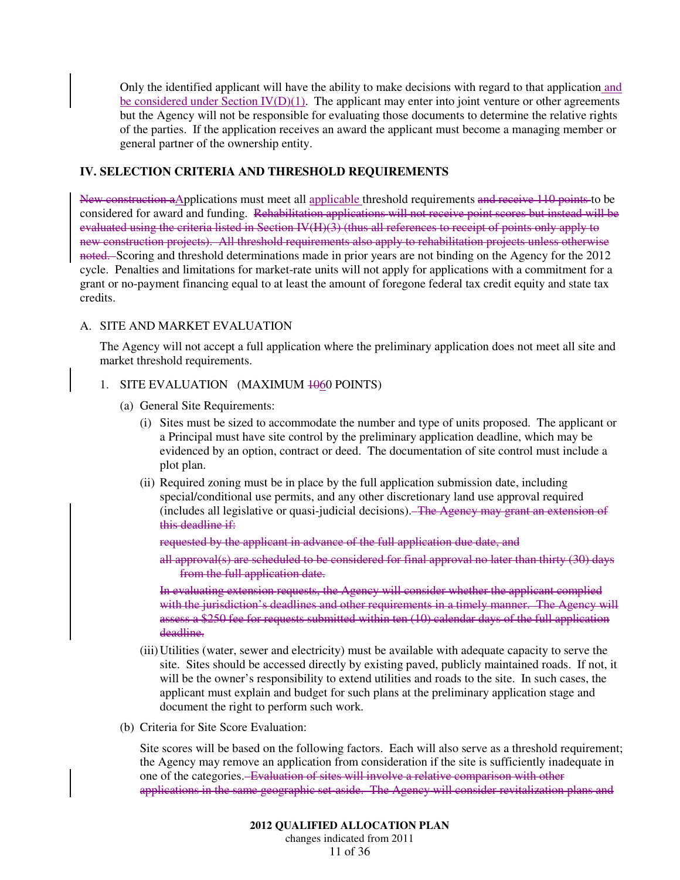Only the identified applicant will have the ability to make decisions with regard to that application and be considered under Section IV(D)(1). The applicant may enter into joint venture or other agreements but the Agency will not be responsible for evaluating those documents to determine the relative rights of the parties. If the application receives an award the applicant must become a managing member or general partner of the ownership entity.

## IV. SELECTION CRITERIA AND THRESHOLD REQUIREMENTS

~~New construction a~~Applications must meet all applicable threshold requirements ~~and receive 110 points~~ to be considered for award and funding. ~~Rehabilitation applications will not receive point scores but instead will be evaluated using the criteria listed in Section IV(H)(3) (thus all references to receipt of points only apply to new construction projects). All threshold requirements also apply to rehabilitation projects unless otherwise noted.~~ Scoring and threshold determinations made in prior years are not binding on the Agency for the 2012 cycle. Penalties and limitations for market-rate units will not apply for applications with a commitment for a grant or no-payment financing equal to at least the amount of foregone federal tax credit equity and state tax credits.

A. SITE AND MARKET EVALUATION

The Agency will not accept a full application where the preliminary application does not meet all site and market threshold requirements.

1. SITE EVALUATION (MAXIMUM ~~10~~60 POINTS)

(a) General Site Requirements:

(i) Sites must be sized to accommodate the number and type of units proposed. The applicant or a Principal must have site control by the preliminary application deadline, which may be evidenced by an option, contract or deed. The documentation of site control must include a plot plan.

(ii) Required zoning must be in place by the full application submission date, including special/conditional use permits, and any other discretionary land use approval required (includes all legislative or quasi-judicial decisions). ~~The Agency may grant an extension of this deadline if:~~

~~requested by the applicant in advance of the full application due date, and~~

~~all approval(s) are scheduled to be considered for final approval no later than thirty (30) days from the full application date.~~

~~In evaluating extension requests, the Agency will consider whether the applicant complied with the jurisdiction's deadlines and other requirements in a timely manner. The Agency will assess a $250 fee for requests submitted within ten (10) calendar days of the full application deadline.~~

(iii) Utilities (water, sewer and electricity) must be available with adequate capacity to serve the site. Sites should be accessed directly by existing paved, publicly maintained roads. If not, it will be the owner's responsibility to extend utilities and roads to the site. In such cases, the applicant must explain and budget for such plans at the preliminary application stage and document the right to perform such work.

(b) Criteria for Site Score Evaluation:

Site scores will be based on the following factors. Each will also serve as a threshold requirement; the Agency may remove an application from consideration if the site is sufficiently inadequate in one of the categories. ~~Evaluation of sites will involve a relative comparison with other applications in the same geographic set-aside. The Agency will consider revitalization plans and~~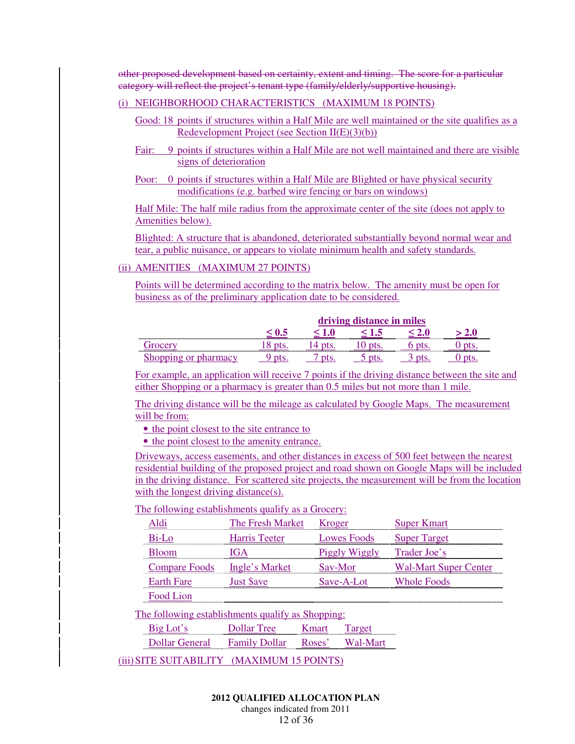~~other proposed development based on certainty, extent and timing. The score for a particular category will reflect the project's tenant type (family/elderly/supportive housing).~~

(i) NEIGHBORHOOD CHARACTERISTICS (MAXIMUM 18 POINTS)

Good: 18 points if structures within a Half Mile are well maintained or the site qualifies as a Redevelopment Project (see Section II(E)(3)(b))

Fair: 9 points if structures within a Half Mile are not well maintained and there are visible signs of deterioration

Poor: 0 points if structures within a Half Mile are Blighted or have physical security modifications (e.g. barbed wire fencing or bars on windows)

Half Mile: The half mile radius from the approximate center of the site (does not apply to Amenities below).

Blighted: A structure that is abandoned, deteriorated substantially beyond normal wear and tear, a public nuisance, or appears to violate minimum health and safety standards.

(ii) AMENITIES (MAXIMUM 27 POINTS)

Points will be determined according to the matrix below. The amenity must be open for business as of the preliminary application date to be considered.

| | driving distance in miles | | | | |
|---|---|---|---|---|---|
| | ≤ 0.5 | ≤ 1.0 | ≤ 1.5 | ≤ 2.0 | > 2.0 |
| Grocery | 18 pts. | 14 pts. | 10 pts. | 6 pts. | 0 pts. |
| Shopping or pharmacy | 9 pts. | 7 pts. | 5 pts. | 3 pts. | 0 pts. |

For example, an application will receive 7 points if the driving distance between the site and either Shopping or a pharmacy is greater than 0.5 miles but not more than 1 mile.

The driving distance will be the mileage as calculated by Google Maps. The measurement will be from:

- the point closest to the site entrance to
- the point closest to the amenity entrance.

Driveways, access easements, and other distances in excess of 500 feet between the nearest residential building of the proposed project and road shown on Google Maps will be included in the driving distance. For scattered site projects, the measurement will be from the location with the longest driving distance(s).

The following establishments qualify as a Grocery:

| | | | |
|---|---|---|---|
| Aldi | The Fresh Market | Kroger | Super Kmart |
| Bi-Lo | Harris Teeter | Lowes Foods | Super Target |
| Bloom | IGA | Piggly Wiggly | Trader Joe's |
| Compare Foods | Ingle's Market | Sav-Mor | Wal-Mart Super Center |
| Earth Fare | Just $ave | Save-A-Lot | Whole Foods |
| Food Lion | | | |

The following establishments qualify as Shopping:

| | | | |
|---|---|---|---|
| Big Lot's | Dollar Tree | Kmart | Target |
| Dollar General | Family Dollar | Roses' | Wal-Mart |

(iii) SITE SUITABILITY (MAXIMUM 15 POINTS)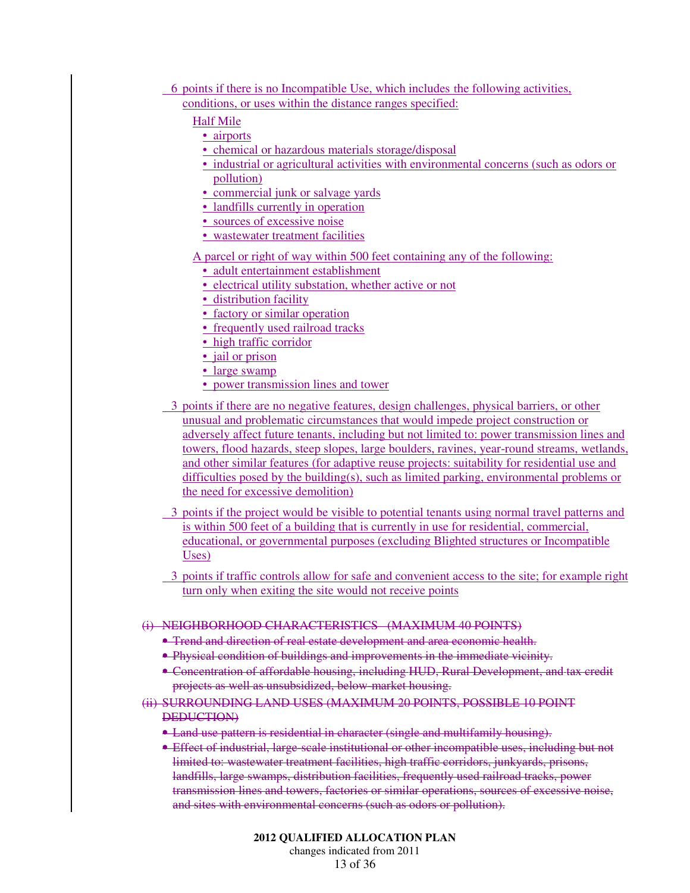6 points if there is no Incompatible Use, which includes the following activities, conditions, or uses within the distance ranges specified:

Half Mile

- airports
- chemical or hazardous materials storage/disposal
- industrial or agricultural activities with environmental concerns (such as odors or pollution)
- commercial junk or salvage yards
- landfills currently in operation
- sources of excessive noise
- wastewater treatment facilities

A parcel or right of way within 500 feet containing any of the following:

- adult entertainment establishment
- electrical utility substation, whether active or not
- distribution facility
- factory or similar operation
- frequently used railroad tracks
- high traffic corridor
- jail or prison
- large swamp
- power transmission lines and tower

3 points if there are no negative features, design challenges, physical barriers, or other unusual and problematic circumstances that would impede project construction or adversely affect future tenants, including but not limited to: power transmission lines and towers, flood hazards, steep slopes, large boulders, ravines, year-round streams, wetlands, and other similar features (for adaptive reuse projects: suitability for residential use and difficulties posed by the building(s), such as limited parking, environmental problems or the need for excessive demolition)

3 points if the project would be visible to potential tenants using normal travel patterns and is within 500 feet of a building that is currently in use for residential, commercial, educational, or governmental purposes (excluding Blighted structures or Incompatible Uses)

3 points if traffic controls allow for safe and convenient access to the site; for example right turn only when exiting the site would not receive points

~~(i) NEIGHBORHOOD CHARACTERISTICS (MAXIMUM 40 POINTS)~~

- ~~Trend and direction of real estate development and area economic health.~~
- ~~Physical condition of buildings and improvements in the immediate vicinity.~~
- ~~Concentration of affordable housing, including HUD, Rural Development, and tax credit projects as well as unsubsidized, below-market housing.~~

~~(ii) SURROUNDING LAND USES (MAXIMUM 20 POINTS, POSSIBLE 10 POINT DEDUCTION)~~

- ~~Land use pattern is residential in character (single and multifamily housing).~~
- ~~Effect of industrial, large-scale institutional or other incompatible uses, including but not limited to: wastewater treatment facilities, high traffic corridors, junkyards, prisons, landfills, large swamps, distribution facilities, frequently used railroad tracks, power transmission lines and towers, factories or similar operations, sources of excessive noise, and sites with environmental concerns (such as odors or pollution).~~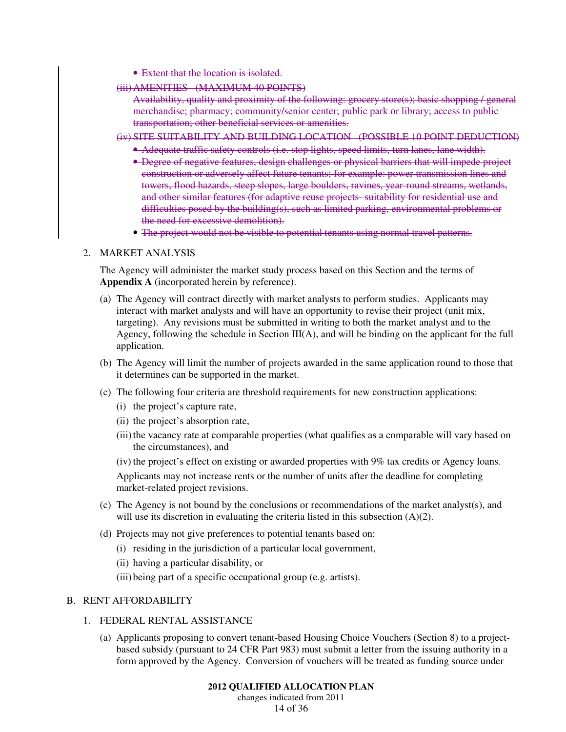- ~~Extent that the location is isolated.~~

~~(iii) AMENITIES (MAXIMUM 40 POINTS)~~

~~Availability, quality and proximity of the following: grocery store(s); basic shopping / general merchandise; pharmacy; community/senior center; public park or library; access to public transportation; other beneficial services or amenities.~~

~~(iv) SITE SUITABILITY AND BUILDING LOCATION (POSSIBLE 10 POINT DEDUCTION)~~

- ~~Adequate traffic safety controls (i.e. stop lights, speed limits, turn lanes, lane width).~~
- ~~Degree of negative features, design challenges or physical barriers that will impede project construction or adversely affect future tenants; for example: power transmission lines and towers, flood hazards, steep slopes, large boulders, ravines, year-round streams, wetlands, and other similar features (for adaptive reuse projects- suitability for residential use and difficulties posed by the building(s), such as limited parking, environmental problems or the need for excessive demolition).~~
- ~~The project would not be visible to potential tenants using normal travel patterns.~~

2. MARKET ANALYSIS

The Agency will administer the market study process based on this Section and the terms of **Appendix A** (incorporated herein by reference).

(a) The Agency will contract directly with market analysts to perform studies. Applicants may interact with market analysts and will have an opportunity to revise their project (unit mix, targeting). Any revisions must be submitted in writing to both the market analyst and to the Agency, following the schedule in Section III(A), and will be binding on the applicant for the full application.

(b) The Agency will limit the number of projects awarded in the same application round to those that it determines can be supported in the market.

(c) The following four criteria are threshold requirements for new construction applications:

(i) the project's capture rate,

(ii) the project's absorption rate,

(iii) the vacancy rate at comparable properties (what qualifies as a comparable will vary based on the circumstances), and

(iv) the project's effect on existing or awarded properties with 9% tax credits or Agency loans.

Applicants may not increase rents or the number of units after the deadline for completing market-related project revisions.

(c) The Agency is not bound by the conclusions or recommendations of the market analyst(s), and will use its discretion in evaluating the criteria listed in this subsection (A)(2).

(d) Projects may not give preferences to potential tenants based on:

(i) residing in the jurisdiction of a particular local government,

(ii) having a particular disability, or

(iii) being part of a specific occupational group (e.g. artists).

B. RENT AFFORDABILITY

1. FEDERAL RENTAL ASSISTANCE

(a) Applicants proposing to convert tenant-based Housing Choice Vouchers (Section 8) to a project-based subsidy (pursuant to 24 CFR Part 983) must submit a letter from the issuing authority in a form approved by the Agency. Conversion of vouchers will be treated as funding source under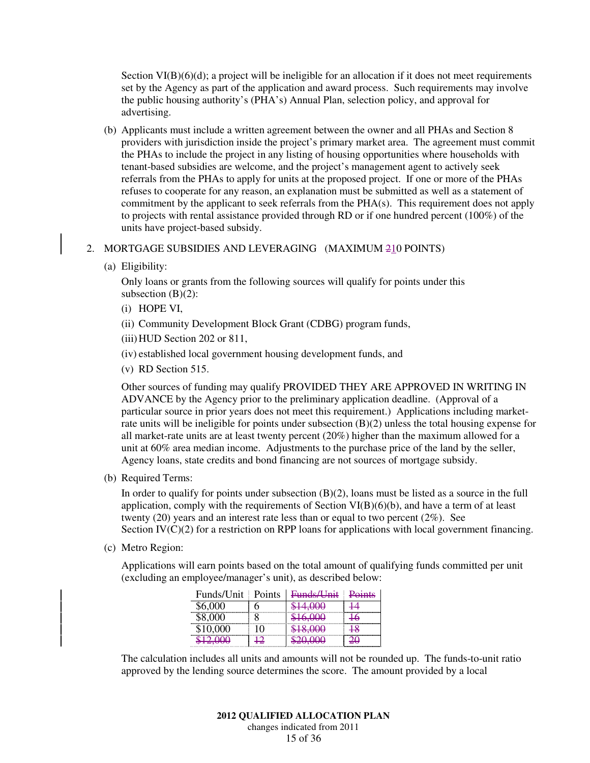Section VI(B)(6)(d); a project will be ineligible for an allocation if it does not meet requirements set by the Agency as part of the application and award process. Such requirements may involve the public housing authority's (PHA's) Annual Plan, selection policy, and approval for advertising.

(b) Applicants must include a written agreement between the owner and all PHAs and Section 8 providers with jurisdiction inside the project's primary market area. The agreement must commit the PHAs to include the project in any listing of housing opportunities where households with tenant-based subsidies are welcome, and the project's management agent to actively seek referrals from the PHAs to apply for units at the proposed project. If one or more of the PHAs refuses to cooperate for any reason, an explanation must be submitted as well as a statement of commitment by the applicant to seek referrals from the PHA(s). This requirement does not apply to projects with rental assistance provided through RD or if one hundred percent (100%) of the units have project-based subsidy.

2. MORTGAGE SUBSIDIES AND LEVERAGING (MAXIMUM ~~2~~10 POINTS)

(a) Eligibility:

Only loans or grants from the following sources will qualify for points under this subsection (B)(2):

(i) HOPE VI,

(ii) Community Development Block Grant (CDBG) program funds,

(iii) HUD Section 202 or 811,

(iv) established local government housing development funds, and

(v) RD Section 515.

Other sources of funding may qualify PROVIDED THEY ARE APPROVED IN WRITING IN ADVANCE by the Agency prior to the preliminary application deadline. (Approval of a particular source in prior years does not meet this requirement.) Applications including market-rate units will be ineligible for points under subsection (B)(2) unless the total housing expense for all market-rate units are at least twenty percent (20%) higher than the maximum allowed for a unit at 60% area median income. Adjustments to the purchase price of the land by the seller, Agency loans, state credits and bond financing are not sources of mortgage subsidy.

(b) Required Terms:

In order to qualify for points under subsection (B)(2), loans must be listed as a source in the full application, comply with the requirements of Section VI(B)(6)(b), and have a term of at least twenty (20) years and an interest rate less than or equal to two percent (2%). See Section IV(C)(2) for a restriction on RPP loans for applications with local government financing.

(c) Metro Region:

Applications will earn points based on the total amount of qualifying funds committed per unit (excluding an employee/manager's unit), as described below:

| Funds/Unit | Points | ~~Funds/Unit~~ | ~~Points~~ |
|---|---|---|---|
| $6,000 | 6 | ~~$14,000~~ | ~~14~~ |
| $8,000 | 8 | ~~$16,000~~ | ~~16~~ |
| $10,000 | 10 | ~~$18,000~~ | ~~18~~ |
| ~~$12,000~~ | ~~12~~ | ~~$20,000~~ | ~~20~~ |

The calculation includes all units and amounts will not be rounded up. The funds-to-unit ratio approved by the lending source determines the score. The amount provided by a local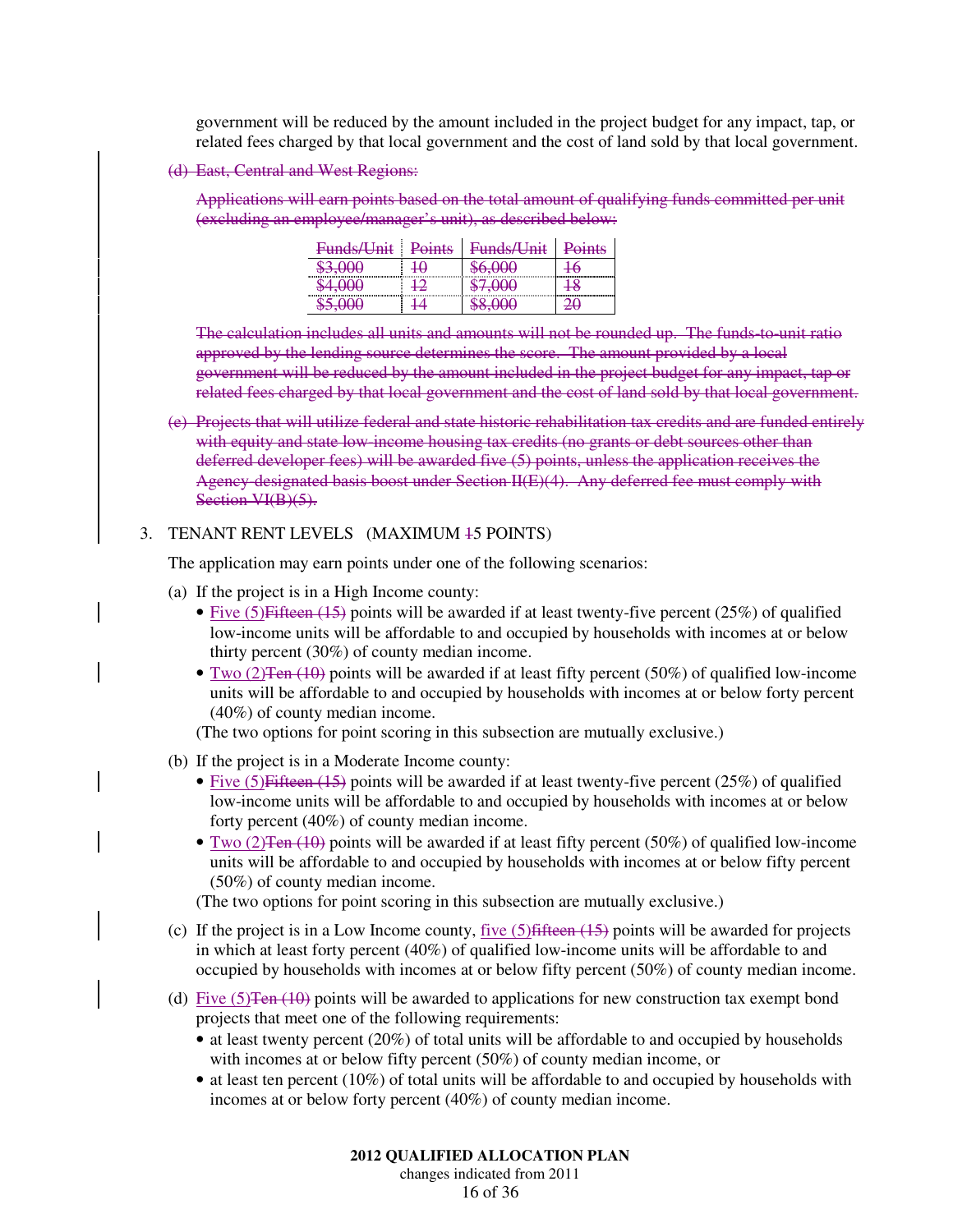government will be reduced by the amount included in the project budget for any impact, tap, or related fees charged by that local government and the cost of land sold by that local government.

~~(d) East, Central and West Regions:~~

~~Applications will earn points based on the total amount of qualifying funds committed per unit (excluding an employee/manager's unit), as described below:~~

| ~~Funds/Unit~~ | ~~Points~~ | ~~Funds/Unit~~ | ~~Points~~ |
|---|---|---|---|
| ~~$3,000~~ | ~~10~~ | ~~$6,000~~ | ~~16~~ |
| ~~$4,000~~ | ~~12~~ | ~~$7,000~~ | ~~18~~ |
| ~~$5,000~~ | ~~14~~ | ~~$8,000~~ | ~~20~~ |

~~The calculation includes all units and amounts will not be rounded up. The funds-to-unit ratio approved by the lending source determines the score. The amount provided by a local government will be reduced by the amount included in the project budget for any impact, tap or related fees charged by that local government and the cost of land sold by that local government.~~

~~(e) Projects that will utilize federal and state historic rehabilitation tax credits and are funded entirely with equity and state low-income housing tax credits (no grants or debt sources other than deferred developer fees) will be awarded five (5) points, unless the application receives the Agency-designated basis boost under Section II(E)(4). Any deferred fee must comply with Section VI(B)(5).~~

3. TENANT RENT LEVELS (MAXIMUM ~~1~~5 POINTS)

The application may earn points under one of the following scenarios:

(a) If the project is in a High Income county:

- Five (5)~~Fifteen (15)~~ points will be awarded if at least twenty-five percent (25%) of qualified low-income units will be affordable to and occupied by households with incomes at or below thirty percent (30%) of county median income.
- Two (2)~~Ten (10)~~ points will be awarded if at least fifty percent (50%) of qualified low-income units will be affordable to and occupied by households with incomes at or below forty percent (40%) of county median income.

(The two options for point scoring in this subsection are mutually exclusive.)

(b) If the project is in a Moderate Income county:

- Five (5)~~Fifteen (15)~~ points will be awarded if at least twenty-five percent (25%) of qualified low-income units will be affordable to and occupied by households with incomes at or below forty percent (40%) of county median income.
- Two (2)~~Ten (10)~~ points will be awarded if at least fifty percent (50%) of qualified low-income units will be affordable to and occupied by households with incomes at or below fifty percent (50%) of county median income.

(The two options for point scoring in this subsection are mutually exclusive.)

(c) If the project is in a Low Income county, five (5)~~fifteen (15)~~ points will be awarded for projects in which at least forty percent (40%) of qualified low-income units will be affordable to and occupied by households with incomes at or below fifty percent (50%) of county median income.

(d) Five (5)~~Ten (10)~~ points will be awarded to applications for new construction tax exempt bond projects that meet one of the following requirements:

- at least twenty percent (20%) of total units will be affordable to and occupied by households with incomes at or below fifty percent (50%) of county median income, or
- at least ten percent (10%) of total units will be affordable to and occupied by households with incomes at or below forty percent (40%) of county median income.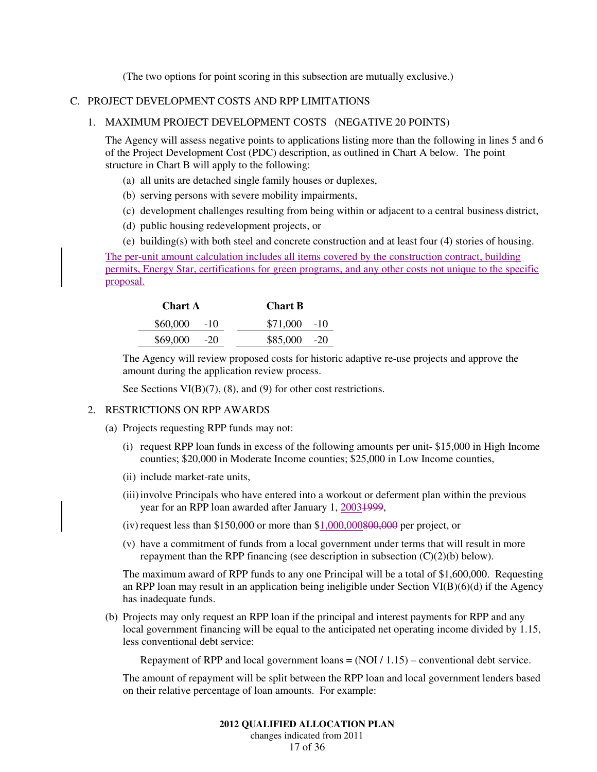(The two options for point scoring in this subsection are mutually exclusive.)

## C. PROJECT DEVELOPMENT COSTS AND RPP LIMITATIONS

### 1. MAXIMUM PROJECT DEVELOPMENT COSTS (NEGATIVE 20 POINTS)

The Agency will assess negative points to applications listing more than the following in lines 5 and 6 of the Project Development Cost (PDC) description, as outlined in Chart A below. The point structure in Chart B will apply to the following:

(a) all units are detached single family houses or duplexes,

(b) serving persons with severe mobility impairments,

(c) development challenges resulting from being within or adjacent to a central business district,

(d) public housing redevelopment projects, or

(e) building(s) with both steel and concrete construction and at least four (4) stories of housing.

<u>The per-unit amount calculation includes all items covered by the construction contract, building permits, Energy Star, certifications for green programs, and any other costs not unique to the specific proposal.</u>

| Chart A | | Chart B | |
|---|---|---|---|
| $60,000 | -10 | $71,000 | -10 |
| $69,000 | -20 | $85,000 | -20 |

The Agency will review proposed costs for historic adaptive re-use projects and approve the amount during the application review process.

See Sections VI(B)(7), (8), and (9) for other cost restrictions.

### 2. RESTRICTIONS ON RPP AWARDS

(a) Projects requesting RPP funds may not:

(i) request RPP loan funds in excess of the following amounts per unit- $15,000 in High Income counties; $20,000 in Moderate Income counties; $25,000 in Low Income counties,

(ii) include market-rate units,

(iii) involve Principals who have entered into a workout or deferment plan within the previous year for an RPP loan awarded after January 1, <u>2003</u>~~1999~~,

(iv) request less than $150,000 or more than $<u>1,000,000</u>~~800,000~~ per project, or

(v) have a commitment of funds from a local government under terms that will result in more repayment than the RPP financing (see description in subsection (C)(2)(b) below).

The maximum award of RPP funds to any one Principal will be a total of $1,600,000. Requesting an RPP loan may result in an application being ineligible under Section VI(B)(6)(d) if the Agency has inadequate funds.

(b) Projects may only request an RPP loan if the principal and interest payments for RPP and any local government financing will be equal to the anticipated net operating income divided by 1.15, less conventional debt service:

Repayment of RPP and local government loans = (NOI / 1.15) – conventional debt service.

The amount of repayment will be split between the RPP loan and local government lenders based on their relative percentage of loan amounts. For example: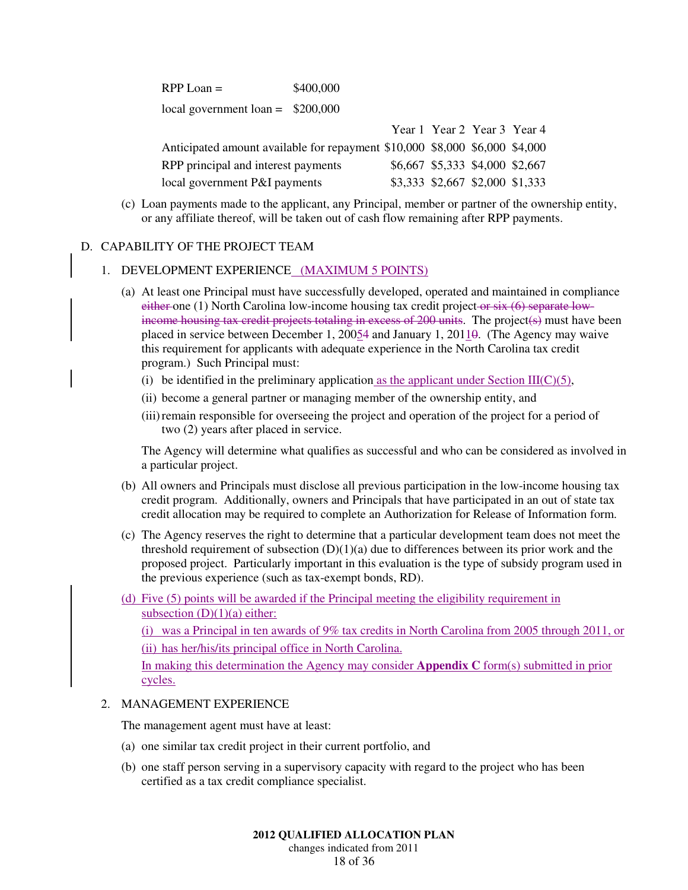RPP Loan = $400,000

local government loan = $200,000

| | Year 1 | Year 2 | Year 3 | Year 4 |
|---|---|---|---|---|
| Anticipated amount available for repayment | $10,000 | $8,000 | $6,000 | $4,000 |
| RPP principal and interest payments | $6,667 | $5,333 | $4,000 | $2,667 |
| local government P&I payments | $3,333 | $2,667 | $2,000 | $1,333 |

(c) Loan payments made to the applicant, any Principal, member or partner of the ownership entity, or any affiliate thereof, will be taken out of cash flow remaining after RPP payments.

## D. CAPABILITY OF THE PROJECT TEAM

### 1. DEVELOPMENT EXPERIENCE (MAXIMUM 5 POINTS)

(a) At least one Principal must have successfully developed, operated and maintained in compliance ~~either~~ one (1) North Carolina low-income housing tax credit project ~~or six (6) separate low-income housing tax credit projects totaling in excess of 200 units~~. The project~~(s)~~ must have been placed in service between December 1, 200~~5~~4 and January 1, 201~~0~~1. (The Agency may waive this requirement for applicants with adequate experience in the North Carolina tax credit program.) Such Principal must:

(i) be identified in the preliminary application as the applicant under Section III(C)(5),

(ii) become a general partner or managing member of the ownership entity, and

(iii) remain responsible for overseeing the project and operation of the project for a period of two (2) years after placed in service.

The Agency will determine what qualifies as successful and who can be considered as involved in a particular project.

(b) All owners and Principals must disclose all previous participation in the low-income housing tax credit program. Additionally, owners and Principals that have participated in an out of state tax credit allocation may be required to complete an Authorization for Release of Information form.

(c) The Agency reserves the right to determine that a particular development team does not meet the threshold requirement of subsection (D)(1)(a) due to differences between its prior work and the proposed project. Particularly important in this evaluation is the type of subsidy program used in the previous experience (such as tax-exempt bonds, RD).

(d) Five (5) points will be awarded if the Principal meeting the eligibility requirement in subsection (D)(1)(a) either:

(i) was a Principal in ten awards of 9% tax credits in North Carolina from 2005 through 2011, or

(ii) has her/his/its principal office in North Carolina.

In making this determination the Agency may consider **Appendix C** form(s) submitted in prior cycles.

### 2. MANAGEMENT EXPERIENCE

The management agent must have at least:

(a) one similar tax credit project in their current portfolio, and

(b) one staff person serving in a supervisory capacity with regard to the project who has been certified as a tax credit compliance specialist.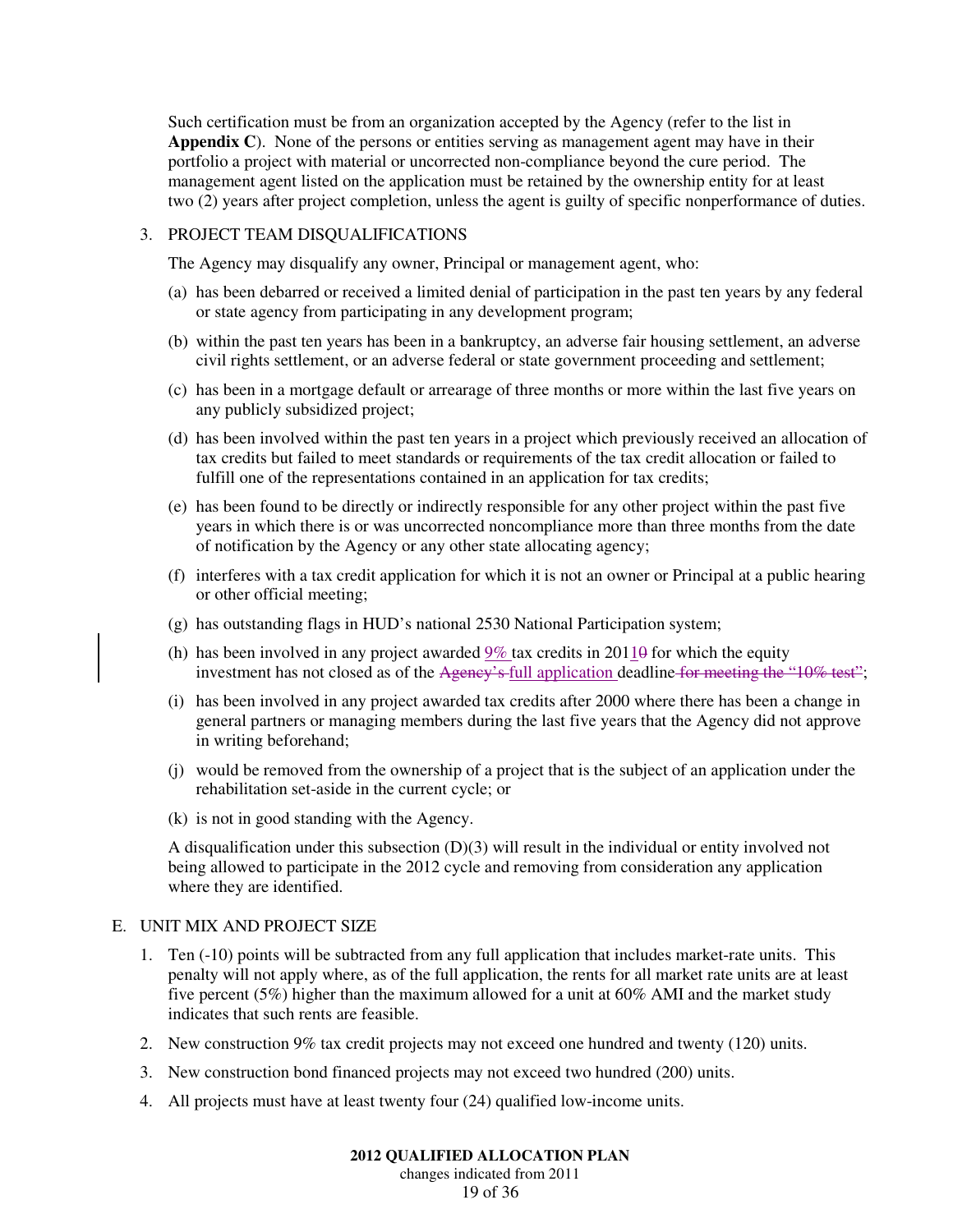Such certification must be from an organization accepted by the Agency (refer to the list in **Appendix C**). None of the persons or entities serving as management agent may have in their portfolio a project with material or uncorrected non-compliance beyond the cure period. The management agent listed on the application must be retained by the ownership entity for at least two (2) years after project completion, unless the agent is guilty of specific nonperformance of duties.

3. PROJECT TEAM DISQUALIFICATIONS

   The Agency may disqualify any owner, Principal or management agent, who:

   (a) has been debarred or received a limited denial of participation in the past ten years by any federal or state agency from participating in any development program;

   (b) within the past ten years has been in a bankruptcy, an adverse fair housing settlement, an adverse civil rights settlement, or an adverse federal or state government proceeding and settlement;

   (c) has been in a mortgage default or arrearage of three months or more within the last five years on any publicly subsidized project;

   (d) has been involved within the past ten years in a project which previously received an allocation of tax credits but failed to meet standards or requirements of the tax credit allocation or failed to fulfill one of the representations contained in an application for tax credits;

   (e) has been found to be directly or indirectly responsible for any other project within the past five years in which there is or was uncorrected noncompliance more than three months from the date of notification by the Agency or any other state allocating agency;

   (f) interferes with a tax credit application for which it is not an owner or Principal at a public hearing or other official meeting;

   (g) has outstanding flags in HUD's national 2530 National Participation system;

   (h) has been involved in any project awarded 9% tax credits in 2011~~0~~ for which the equity investment has not closed as of the ~~Agency's~~ full application deadline ~~for meeting the "10% test"~~;

   (i) has been involved in any project awarded tax credits after 2000 where there has been a change in general partners or managing members during the last five years that the Agency did not approve in writing beforehand;

   (j) would be removed from the ownership of a project that is the subject of an application under the rehabilitation set-aside in the current cycle; or

   (k) is not in good standing with the Agency.

   A disqualification under this subsection (D)(3) will result in the individual or entity involved not being allowed to participate in the 2012 cycle and removing from consideration any application where they are identified.

E. UNIT MIX AND PROJECT SIZE

1. Ten (-10) points will be subtracted from any full application that includes market-rate units. This penalty will not apply where, as of the full application, the rents for all market rate units are at least five percent (5%) higher than the maximum allowed for a unit at 60% AMI and the market study indicates that such rents are feasible.

2. New construction 9% tax credit projects may not exceed one hundred and twenty (120) units.

3. New construction bond financed projects may not exceed two hundred (200) units.

4. All projects must have at least twenty four (24) qualified low-income units.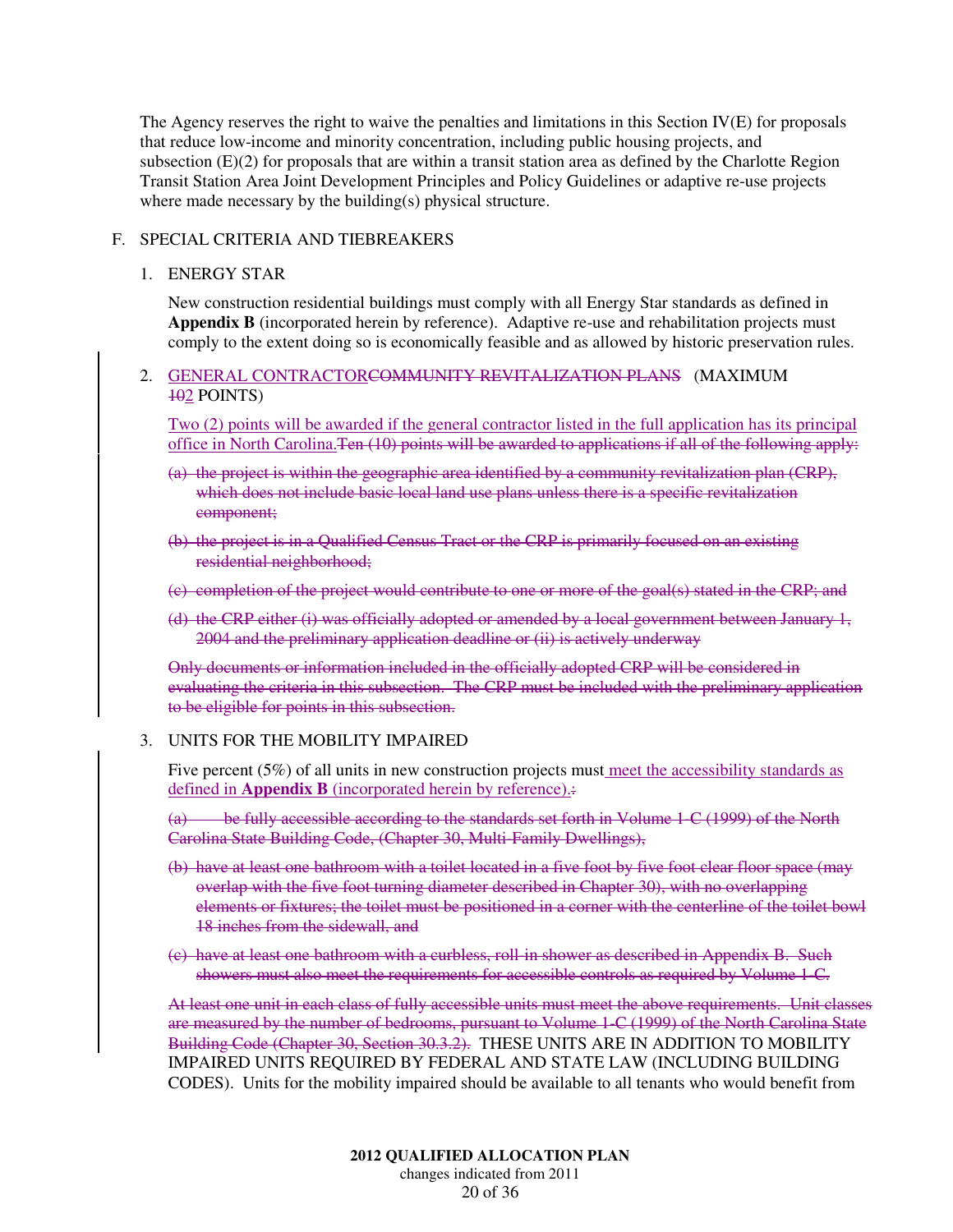The Agency reserves the right to waive the penalties and limitations in this Section IV(E) for proposals that reduce low-income and minority concentration, including public housing projects, and subsection (E)(2) for proposals that are within a transit station area as defined by the Charlotte Region Transit Station Area Joint Development Principles and Policy Guidelines or adaptive re-use projects where made necessary by the building(s) physical structure.

F. SPECIAL CRITERIA AND TIEBREAKERS

1. ENERGY STAR

   New construction residential buildings must comply with all Energy Star standards as defined in **Appendix B** (incorporated herein by reference). Adaptive re-use and rehabilitation projects must comply to the extent doing so is economically feasible and as allowed by historic preservation rules.

2. <u>GENERAL CONTRACTOR</u>~~COMMUNITY REVITALIZATION PLANS~~ (MAXIMUM ~~10~~<u>2</u> POINTS)

   <u>Two (2) points will be awarded if the general contractor listed in the full application has its principal office in North Carolina.</u>~~Ten (10) points will be awarded to applications if all of the following apply:~~

   ~~(a) the project is within the geographic area identified by a community revitalization plan (CRP), which does not include basic local land use plans unless there is a specific revitalization component;~~

   ~~(b) the project is in a Qualified Census Tract or the CRP is primarily focused on an existing residential neighborhood;~~

   ~~(c) completion of the project would contribute to one or more of the goal(s) stated in the CRP; and~~

   ~~(d) the CRP either (i) was officially adopted or amended by a local government between January 1, 2004 and the preliminary application deadline or (ii) is actively underway~~

   ~~Only documents or information included in the officially adopted CRP will be considered in evaluating the criteria in this subsection. The CRP must be included with the preliminary application to be eligible for points in this subsection.~~

3. UNITS FOR THE MOBILITY IMPAIRED

   Five percent (5%) of all units in new construction projects must<u> meet the accessibility standards as defined in **Appendix B** (incorporated herein by reference).</u>~~:~~

   ~~(a) be fully accessible according to the standards set forth in Volume 1-C (1999) of the North Carolina State Building Code, (Chapter 30, Multi-Family Dwellings),~~

   ~~(b) have at least one bathroom with a toilet located in a five foot by five foot clear floor space (may overlap with the five foot turning diameter described in Chapter 30), with no overlapping elements or fixtures; the toilet must be positioned in a corner with the centerline of the toilet bowl 18 inches from the sidewall, and~~

   ~~(c) have at least one bathroom with a curbless, roll-in shower as described in Appendix B. Such showers must also meet the requirements for accessible controls as required by Volume 1-C.~~

   ~~At least one unit in each class of fully accessible units must meet the above requirements. Unit classes are measured by the number of bedrooms, pursuant to Volume 1-C (1999) of the North Carolina State Building Code (Chapter 30, Section 30.3.2).~~ THESE UNITS ARE IN ADDITION TO MOBILITY IMPAIRED UNITS REQUIRED BY FEDERAL AND STATE LAW (INCLUDING BUILDING CODES). Units for the mobility impaired should be available to all tenants who would benefit from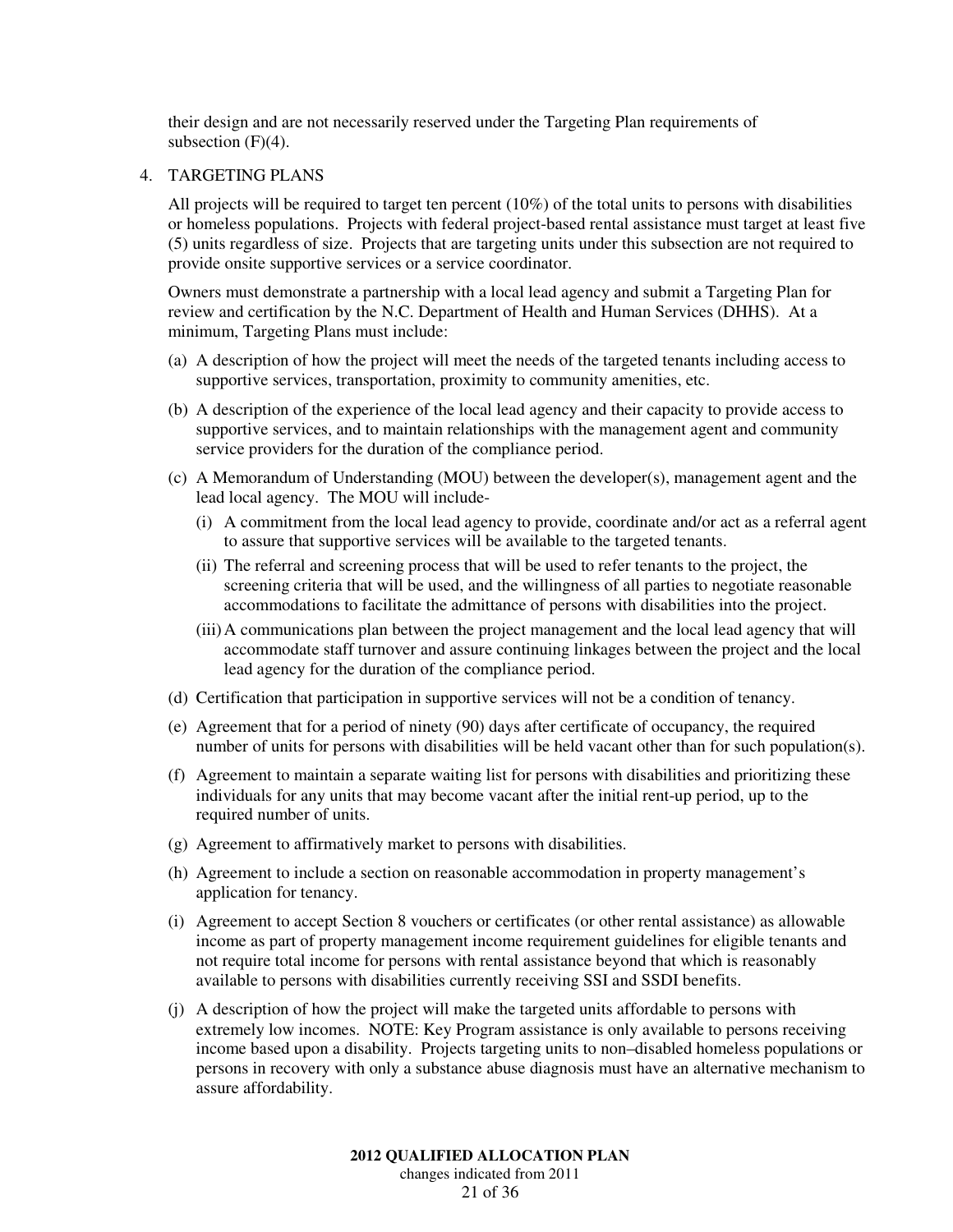their design and are not necessarily reserved under the Targeting Plan requirements of subsection (F)(4).

4. TARGETING PLANS

All projects will be required to target ten percent (10%) of the total units to persons with disabilities or homeless populations. Projects with federal project-based rental assistance must target at least five (5) units regardless of size. Projects that are targeting units under this subsection are not required to provide onsite supportive services or a service coordinator.

Owners must demonstrate a partnership with a local lead agency and submit a Targeting Plan for review and certification by the N.C. Department of Health and Human Services (DHHS). At a minimum, Targeting Plans must include:

(a) A description of how the project will meet the needs of the targeted tenants including access to supportive services, transportation, proximity to community amenities, etc.

(b) A description of the experience of the local lead agency and their capacity to provide access to supportive services, and to maintain relationships with the management agent and community service providers for the duration of the compliance period.

(c) A Memorandum of Understanding (MOU) between the developer(s), management agent and the lead local agency. The MOU will include-

   (i) A commitment from the local lead agency to provide, coordinate and/or act as a referral agent to assure that supportive services will be available to the targeted tenants.

   (ii) The referral and screening process that will be used to refer tenants to the project, the screening criteria that will be used, and the willingness of all parties to negotiate reasonable accommodations to facilitate the admittance of persons with disabilities into the project.

   (iii) A communications plan between the project management and the local lead agency that will accommodate staff turnover and assure continuing linkages between the project and the local lead agency for the duration of the compliance period.

(d) Certification that participation in supportive services will not be a condition of tenancy.

(e) Agreement that for a period of ninety (90) days after certificate of occupancy, the required number of units for persons with disabilities will be held vacant other than for such population(s).

(f) Agreement to maintain a separate waiting list for persons with disabilities and prioritizing these individuals for any units that may become vacant after the initial rent-up period, up to the required number of units.

(g) Agreement to affirmatively market to persons with disabilities.

(h) Agreement to include a section on reasonable accommodation in property management's application for tenancy.

(i) Agreement to accept Section 8 vouchers or certificates (or other rental assistance) as allowable income as part of property management income requirement guidelines for eligible tenants and not require total income for persons with rental assistance beyond that which is reasonably available to persons with disabilities currently receiving SSI and SSDI benefits.

(j) A description of how the project will make the targeted units affordable to persons with extremely low incomes. NOTE: Key Program assistance is only available to persons receiving income based upon a disability. Projects targeting units to non–disabled homeless populations or persons in recovery with only a substance abuse diagnosis must have an alternative mechanism to assure affordability.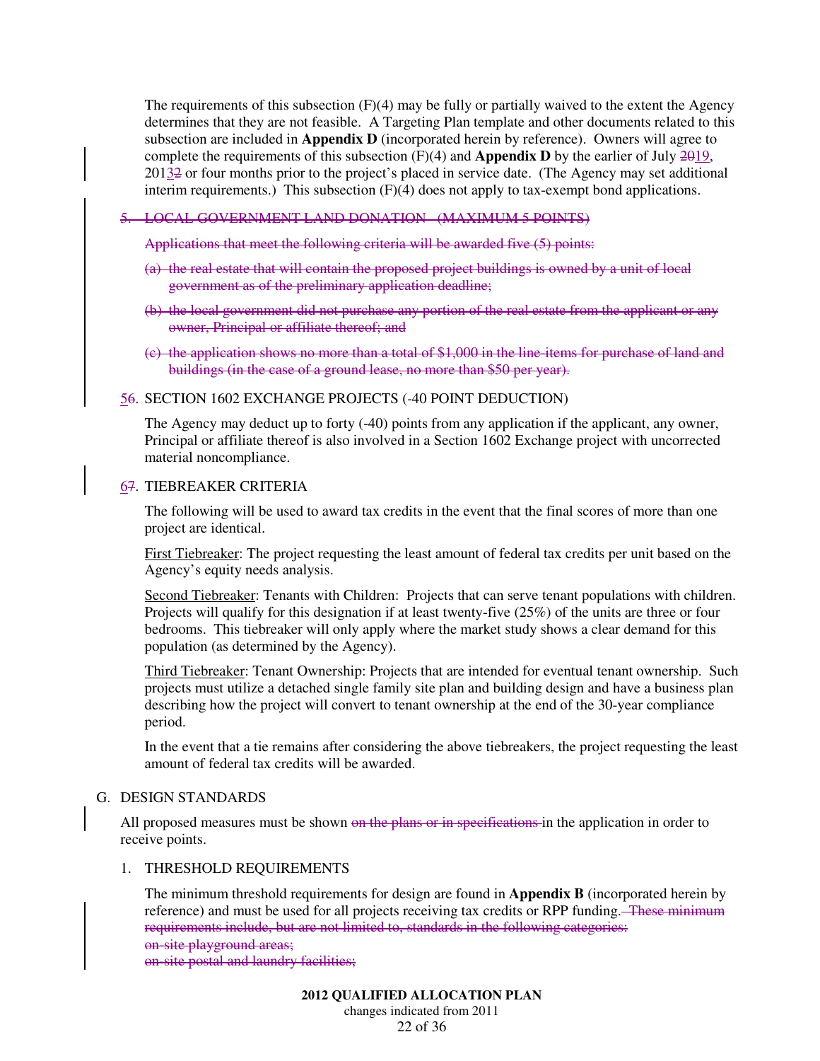The requirements of this subsection (F)(4) may be fully or partially waived to the extent the Agency determines that they are not feasible. A Targeting Plan template and other documents related to this subsection are included in **Appendix D** (incorporated herein by reference). Owners will agree to complete the requirements of this subsection (F)(4) and **Appendix D** by the earlier of July ~~20~~19, 201~~2~~3 or four months prior to the project's placed in service date. (The Agency may set additional interim requirements.) This subsection (F)(4) does not apply to tax-exempt bond applications.

~~5. LOCAL GOVERNMENT LAND DONATION (MAXIMUM 5 POINTS)~~

~~Applications that meet the following criteria will be awarded five (5) points:~~

~~(a) the real estate that will contain the proposed project buildings is owned by a unit of local government as of the preliminary application deadline;~~

~~(b) the local government did not purchase any portion of the real estate from the applicant or any owner, Principal or affiliate thereof; and~~

~~(c) the application shows no more than a total of $1,000 in the line-items for purchase of land and buildings (in the case of a ground lease, no more than $50 per year).~~

5~~6~~. SECTION 1602 EXCHANGE PROJECTS (-40 POINT DEDUCTION)

The Agency may deduct up to forty (-40) points from any application if the applicant, any owner, Principal or affiliate thereof is also involved in a Section 1602 Exchange project with uncorrected material noncompliance.

6~~7~~. TIEBREAKER CRITERIA

The following will be used to award tax credits in the event that the final scores of more than one project are identical.

First Tiebreaker: The project requesting the least amount of federal tax credits per unit based on the Agency's equity needs analysis.

Second Tiebreaker: Tenants with Children: Projects that can serve tenant populations with children. Projects will qualify for this designation if at least twenty-five (25%) of the units are three or four bedrooms. This tiebreaker will only apply where the market study shows a clear demand for this population (as determined by the Agency).

Third Tiebreaker: Tenant Ownership: Projects that are intended for eventual tenant ownership. Such projects must utilize a detached single family site plan and building design and have a business plan describing how the project will convert to tenant ownership at the end of the 30-year compliance period.

In the event that a tie remains after considering the above tiebreakers, the project requesting the least amount of federal tax credits will be awarded.

G. DESIGN STANDARDS

All proposed measures must be shown ~~on the plans or in specifications~~ in the application in order to receive points.

1. THRESHOLD REQUIREMENTS

The minimum threshold requirements for design are found in **Appendix B** (incorporated herein by reference) and must be used for all projects receiving tax credits or RPP funding. ~~These minimum requirements include, but are not limited to, standards in the following categories:~~
~~on-site playground areas;~~
~~on-site postal and laundry facilities;~~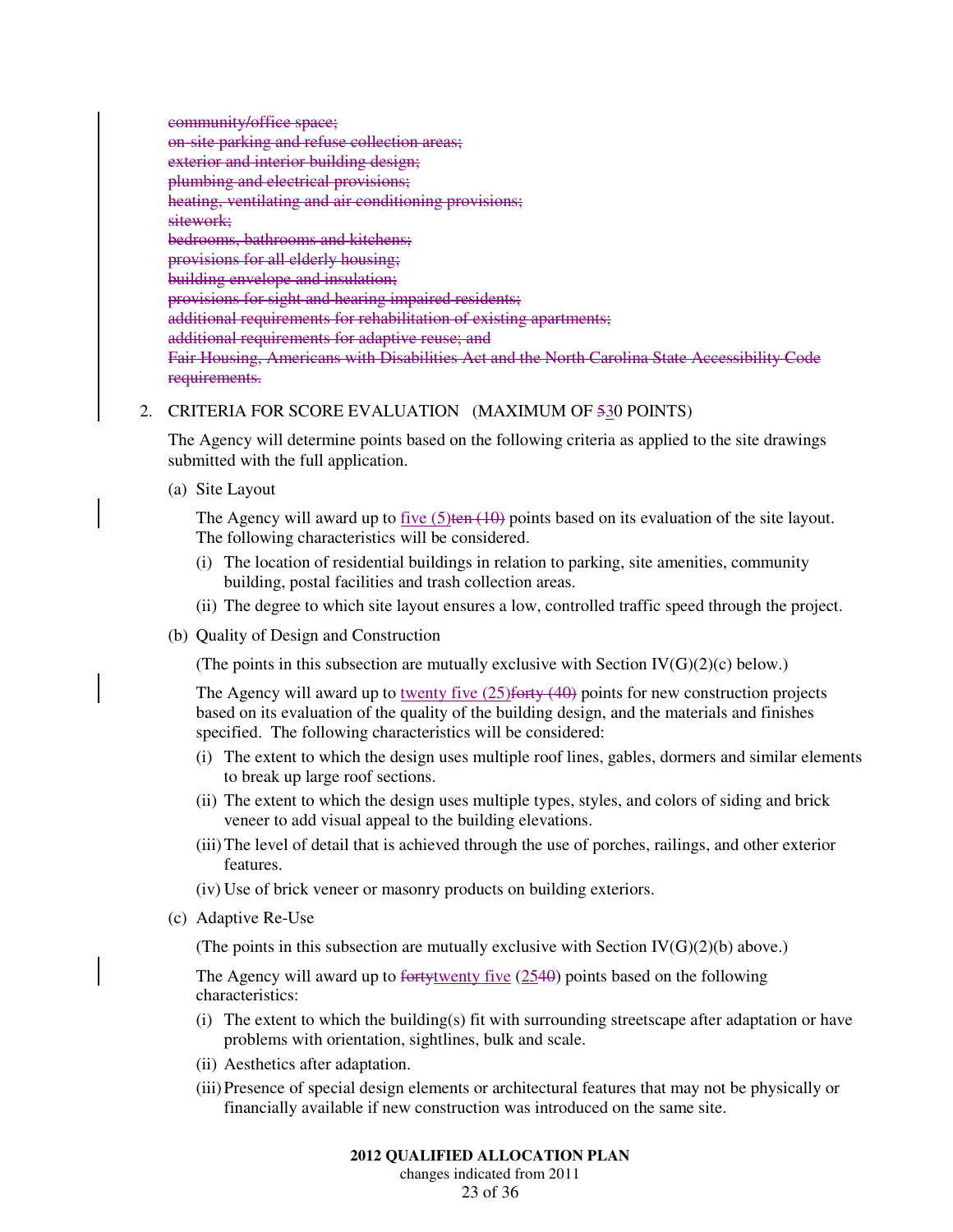~~community/office space;~~
~~on-site parking and refuse collection areas;~~
~~exterior and interior building design;~~
~~plumbing and electrical provisions;~~
~~heating, ventilating and air conditioning provisions;~~
~~sitework;~~
~~bedrooms, bathrooms and kitchens;~~
~~provisions for all elderly housing;~~
~~building envelope and insulation;~~
~~provisions for sight and hearing impaired residents;~~
~~additional requirements for rehabilitation of existing apartments;~~
~~additional requirements for adaptive reuse; and~~
~~Fair Housing, Americans with Disabilities Act and the North Carolina State Accessibility Code requirements.~~

2. CRITERIA FOR SCORE EVALUATION (MAXIMUM OF ~~5~~<u>3</u>0 POINTS)

   The Agency will determine points based on the following criteria as applied to the site drawings submitted with the full application.

   (a) Site Layout

   The Agency will award up to <u>five (5)</u>~~ten (10)~~ points based on its evaluation of the site layout. The following characteristics will be considered.

   (i) The location of residential buildings in relation to parking, site amenities, community building, postal facilities and trash collection areas.

   (ii) The degree to which site layout ensures a low, controlled traffic speed through the project.

   (b) Quality of Design and Construction

   (The points in this subsection are mutually exclusive with Section IV(G)(2)(c) below.)

   The Agency will award up to <u>twenty five (25)</u>~~forty (40)~~ points for new construction projects based on its evaluation of the quality of the building design, and the materials and finishes specified. The following characteristics will be considered:

   (i) The extent to which the design uses multiple roof lines, gables, dormers and similar elements to break up large roof sections.

   (ii) The extent to which the design uses multiple types, styles, and colors of siding and brick veneer to add visual appeal to the building elevations.

   (iii) The level of detail that is achieved through the use of porches, railings, and other exterior features.

   (iv) Use of brick veneer or masonry products on building exteriors.

   (c) Adaptive Re-Use

   (The points in this subsection are mutually exclusive with Section IV(G)(2)(b) above.)

   The Agency will award up to ~~forty~~<u>twenty five</u> (<u>25</u>~~40~~) points based on the following characteristics:

   (i) The extent to which the building(s) fit with surrounding streetscape after adaptation or have problems with orientation, sightlines, bulk and scale.

   (ii) Aesthetics after adaptation.

   (iii) Presence of special design elements or architectural features that may not be physically or financially available if new construction was introduced on the same site.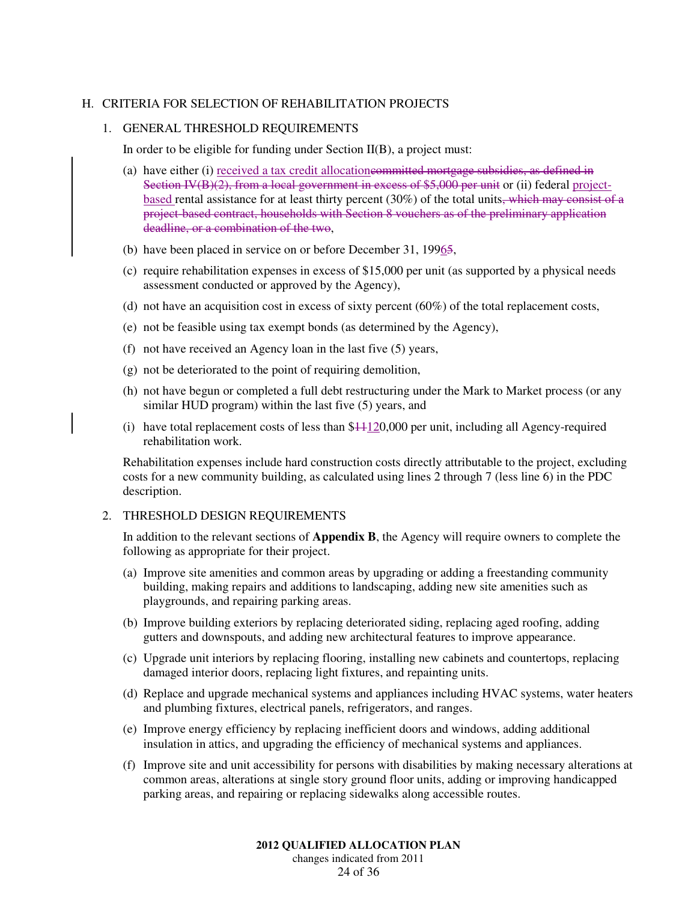## H. CRITERIA FOR SELECTION OF REHABILITATION PROJECTS

### 1. GENERAL THRESHOLD REQUIREMENTS

In order to be eligible for funding under Section II(B), a project must:

(a) have either (i) received a tax credit allocation~~committed mortgage subsidies, as defined in Section IV(B)(2), from a local government in excess of $5,000 per unit~~ or (ii) federal project-based rental assistance for at least thirty percent (30%) of the total units~~, which may consist of a project-based contract, households with Section 8 vouchers as of the preliminary application deadline, or a combination of the two~~,

(b) have been placed in service on or before December 31, 1996~~5~~,

(c) require rehabilitation expenses in excess of $15,000 per unit (as supported by a physical needs assessment conducted or approved by the Agency),

(d) not have an acquisition cost in excess of sixty percent (60%) of the total replacement costs,

(e) not be feasible using tax exempt bonds (as determined by the Agency),

(f) not have received an Agency loan in the last five (5) years,

(g) not be deteriorated to the point of requiring demolition,

(h) not have begun or completed a full debt restructuring under the Mark to Market process (or any similar HUD program) within the last five (5) years, and

(i) have total replacement costs of less than $~~11~~120,000 per unit, including all Agency-required rehabilitation work.

Rehabilitation expenses include hard construction costs directly attributable to the project, excluding costs for a new community building, as calculated using lines 2 through 7 (less line 6) in the PDC description.

### 2. THRESHOLD DESIGN REQUIREMENTS

In addition to the relevant sections of **Appendix B**, the Agency will require owners to complete the following as appropriate for their project.

(a) Improve site amenities and common areas by upgrading or adding a freestanding community building, making repairs and additions to landscaping, adding new site amenities such as playgrounds, and repairing parking areas.

(b) Improve building exteriors by replacing deteriorated siding, replacing aged roofing, adding gutters and downspouts, and adding new architectural features to improve appearance.

(c) Upgrade unit interiors by replacing flooring, installing new cabinets and countertops, replacing damaged interior doors, replacing light fixtures, and repainting units.

(d) Replace and upgrade mechanical systems and appliances including HVAC systems, water heaters and plumbing fixtures, electrical panels, refrigerators, and ranges.

(e) Improve energy efficiency by replacing inefficient doors and windows, adding additional insulation in attics, and upgrading the efficiency of mechanical systems and appliances.

(f) Improve site and unit accessibility for persons with disabilities by making necessary alterations at common areas, alterations at single story ground floor units, adding or improving handicapped parking areas, and repairing or replacing sidewalks along accessible routes.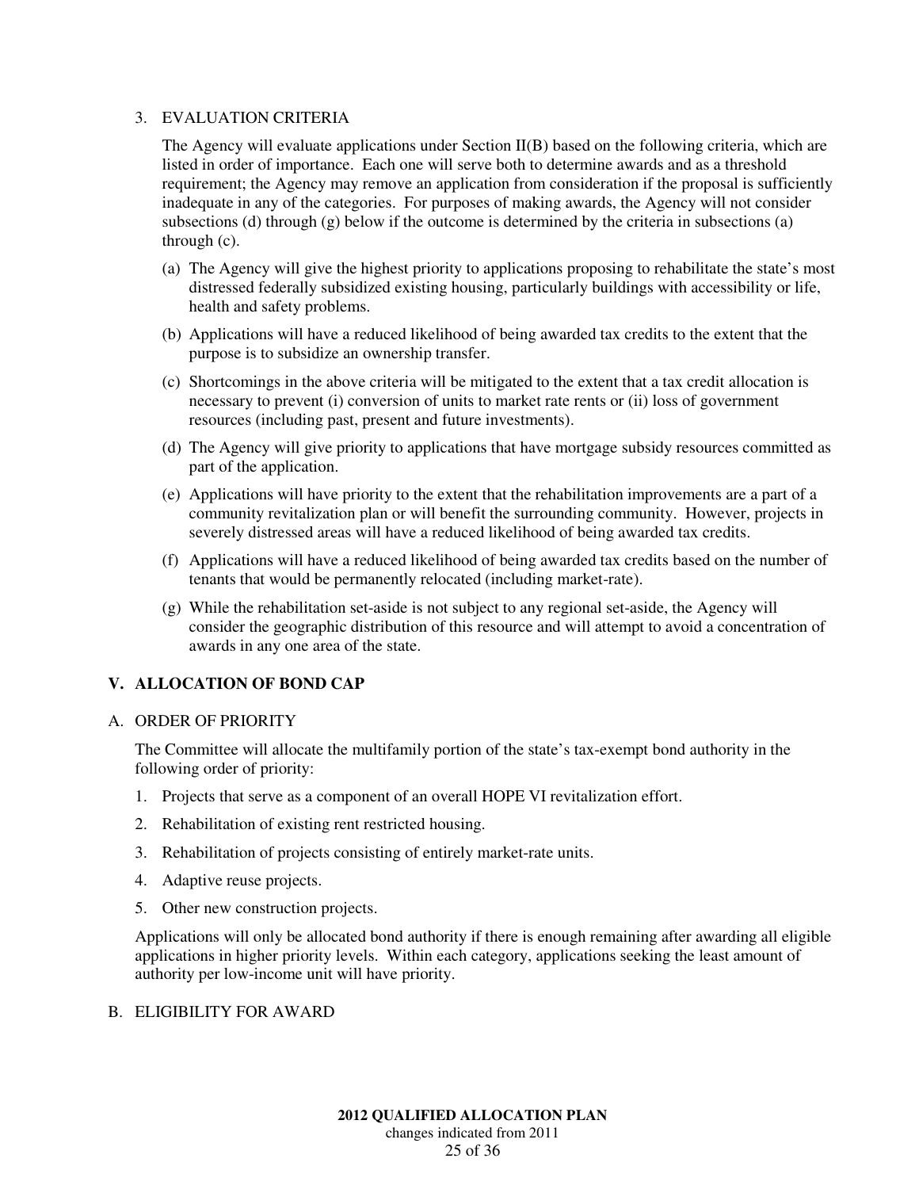3. EVALUATION CRITERIA

   The Agency will evaluate applications under Section II(B) based on the following criteria, which are listed in order of importance. Each one will serve both to determine awards and as a threshold requirement; the Agency may remove an application from consideration if the proposal is sufficiently inadequate in any of the categories. For purposes of making awards, the Agency will not consider subsections (d) through (g) below if the outcome is determined by the criteria in subsections (a) through (c).

   (a) The Agency will give the highest priority to applications proposing to rehabilitate the state's most distressed federally subsidized existing housing, particularly buildings with accessibility or life, health and safety problems.

   (b) Applications will have a reduced likelihood of being awarded tax credits to the extent that the purpose is to subsidize an ownership transfer.

   (c) Shortcomings in the above criteria will be mitigated to the extent that a tax credit allocation is necessary to prevent (i) conversion of units to market rate rents or (ii) loss of government resources (including past, present and future investments).

   (d) The Agency will give priority to applications that have mortgage subsidy resources committed as part of the application.

   (e) Applications will have priority to the extent that the rehabilitation improvements are a part of a community revitalization plan or will benefit the surrounding community. However, projects in severely distressed areas will have a reduced likelihood of being awarded tax credits.

   (f) Applications will have a reduced likelihood of being awarded tax credits based on the number of tenants that would be permanently relocated (including market-rate).

   (g) While the rehabilitation set-aside is not subject to any regional set-aside, the Agency will consider the geographic distribution of this resource and will attempt to avoid a concentration of awards in any one area of the state.

## V. ALLOCATION OF BOND CAP

A. ORDER OF PRIORITY

The Committee will allocate the multifamily portion of the state's tax-exempt bond authority in the following order of priority:

1. Projects that serve as a component of an overall HOPE VI revitalization effort.
2. Rehabilitation of existing rent restricted housing.
3. Rehabilitation of projects consisting of entirely market-rate units.
4. Adaptive reuse projects.
5. Other new construction projects.

Applications will only be allocated bond authority if there is enough remaining after awarding all eligible applications in higher priority levels. Within each category, applications seeking the least amount of authority per low-income unit will have priority.

B. ELIGIBILITY FOR AWARD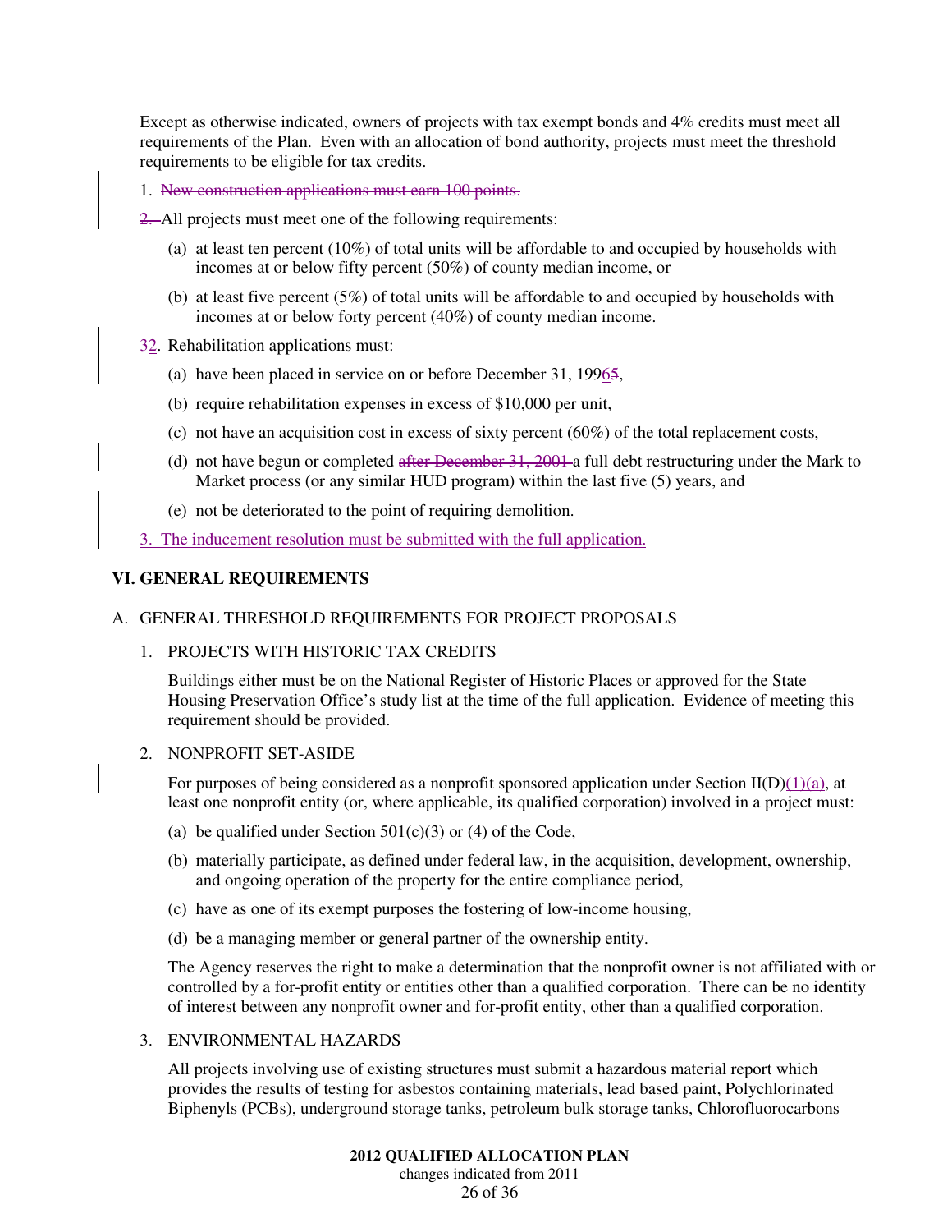Except as otherwise indicated, owners of projects with tax exempt bonds and 4% credits must meet all requirements of the Plan. Even with an allocation of bond authority, projects must meet the threshold requirements to be eligible for tax credits.

1. ~~New construction applications must earn 100 points.~~

~~2.~~ All projects must meet one of the following requirements:

   (a) at least ten percent (10%) of total units will be affordable to and occupied by households with incomes at or below fifty percent (50%) of county median income, or

   (b) at least five percent (5%) of total units will be affordable to and occupied by households with incomes at or below forty percent (40%) of county median income.

~~3~~2. Rehabilitation applications must:

   (a) have been placed in service on or before December 31, 199~~5~~6,

   (b) require rehabilitation expenses in excess of $10,000 per unit,

   (c) not have an acquisition cost in excess of sixty percent (60%) of the total replacement costs,

   (d) not have begun or completed ~~after December 31, 2001~~ a full debt restructuring under the Mark to Market process (or any similar HUD program) within the last five (5) years, and

   (e) not be deteriorated to the point of requiring demolition.

3. The inducement resolution must be submitted with the full application.

## VI. GENERAL REQUIREMENTS

### A. GENERAL THRESHOLD REQUIREMENTS FOR PROJECT PROPOSALS

1. PROJECTS WITH HISTORIC TAX CREDITS

   Buildings either must be on the National Register of Historic Places or approved for the State Housing Preservation Office's study list at the time of the full application. Evidence of meeting this requirement should be provided.

2. NONPROFIT SET-ASIDE

   For purposes of being considered as a nonprofit sponsored application under Section II(D)(1)(a), at least one nonprofit entity (or, where applicable, its qualified corporation) involved in a project must:

   (a) be qualified under Section 501(c)(3) or (4) of the Code,

   (b) materially participate, as defined under federal law, in the acquisition, development, ownership, and ongoing operation of the property for the entire compliance period,

   (c) have as one of its exempt purposes the fostering of low-income housing,

   (d) be a managing member or general partner of the ownership entity.

   The Agency reserves the right to make a determination that the nonprofit owner is not affiliated with or controlled by a for-profit entity or entities other than a qualified corporation. There can be no identity of interest between any nonprofit owner and for-profit entity, other than a qualified corporation.

3. ENVIRONMENTAL HAZARDS

   All projects involving use of existing structures must submit a hazardous material report which provides the results of testing for asbestos containing materials, lead based paint, Polychlorinated Biphenyls (PCBs), underground storage tanks, petroleum bulk storage tanks, Chlorofluorocarbons

2012 QUALIFIED ALLOCATION PLAN
changes indicated from 2011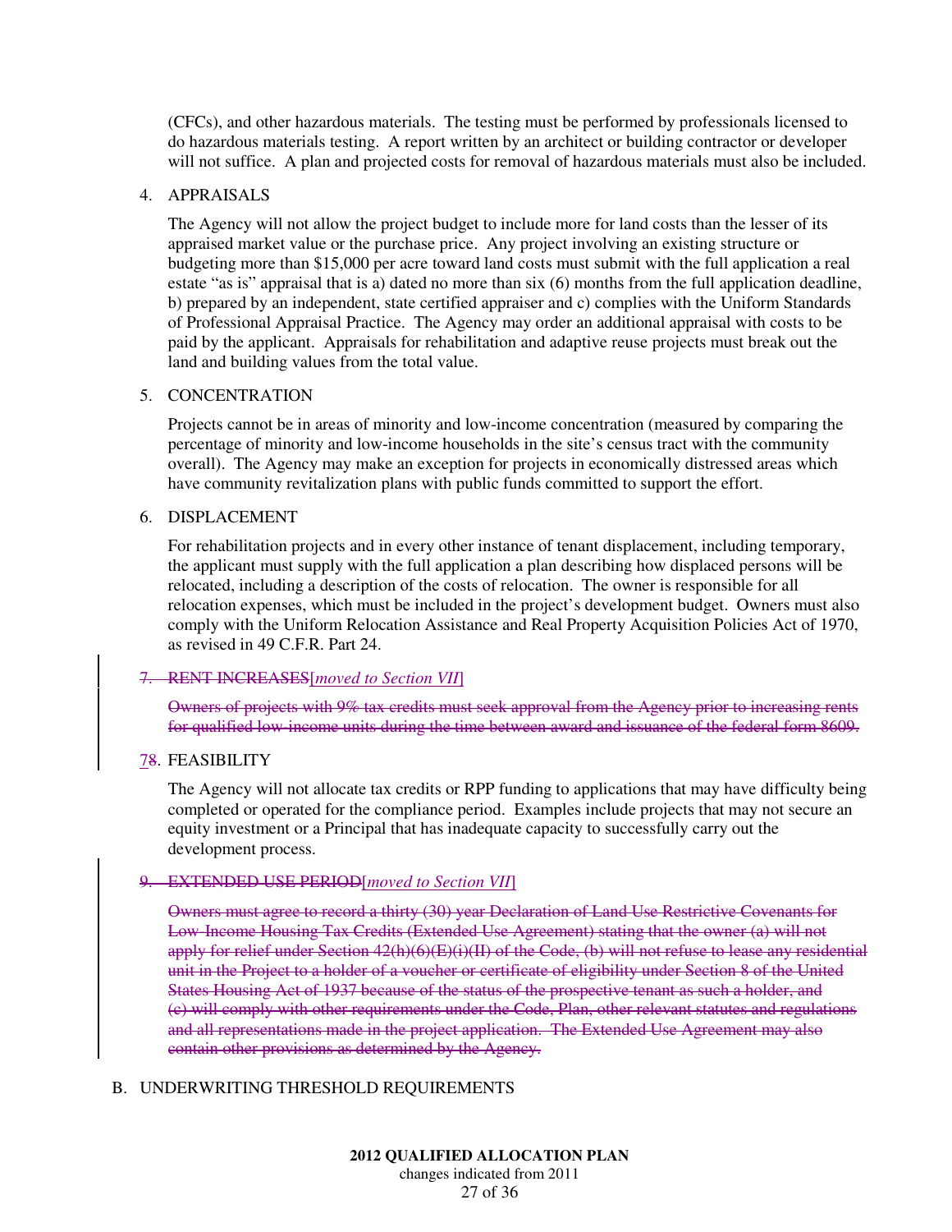(CFCs), and other hazardous materials. The testing must be performed by professionals licensed to do hazardous materials testing. A report written by an architect or building contractor or developer will not suffice. A plan and projected costs for removal of hazardous materials must also be included.

4. APPRAISALS

   The Agency will not allow the project budget to include more for land costs than the lesser of its appraised market value or the purchase price. Any project involving an existing structure or budgeting more than $15,000 per acre toward land costs must submit with the full application a real estate "as is" appraisal that is a) dated no more than six (6) months from the full application deadline, b) prepared by an independent, state certified appraiser and c) complies with the Uniform Standards of Professional Appraisal Practice. The Agency may order an additional appraisal with costs to be paid by the applicant. Appraisals for rehabilitation and adaptive reuse projects must break out the land and building values from the total value.

5. CONCENTRATION

   Projects cannot be in areas of minority and low-income concentration (measured by comparing the percentage of minority and low-income households in the site's census tract with the community overall). The Agency may make an exception for projects in economically distressed areas which have community revitalization plans with public funds committed to support the effort.

6. DISPLACEMENT

   For rehabilitation projects and in every other instance of tenant displacement, including temporary, the applicant must supply with the full application a plan describing how displaced persons will be relocated, including a description of the costs of relocation. The owner is responsible for all relocation expenses, which must be included in the project's development budget. Owners must also comply with the Uniform Relocation Assistance and Real Property Acquisition Policies Act of 1970, as revised in 49 C.F.R. Part 24.

~~7. RENT INCREASES~~[*moved to Section VII*]

~~Owners of projects with 9% tax credits must seek approval from the Agency prior to increasing rents for qualified low-income units during the time between award and issuance of the federal form 8609.~~

7~~8~~. FEASIBILITY

   The Agency will not allocate tax credits or RPP funding to applications that may have difficulty being completed or operated for the compliance period. Examples include projects that may not secure an equity investment or a Principal that has inadequate capacity to successfully carry out the development process.

~~9. EXTENDED USE PERIOD~~[*moved to Section VII*]

~~Owners must agree to record a thirty (30) year Declaration of Land Use Restrictive Covenants for Low-Income Housing Tax Credits (Extended Use Agreement) stating that the owner (a) will not apply for relief under Section 42(h)(6)(E)(i)(II) of the Code, (b) will not refuse to lease any residential unit in the Project to a holder of a voucher or certificate of eligibility under Section 8 of the United States Housing Act of 1937 because of the status of the prospective tenant as such a holder, and (c) will comply with other requirements under the Code, Plan, other relevant statutes and regulations and all representations made in the project application. The Extended Use Agreement may also contain other provisions as determined by the Agency.~~

B. UNDERWRITING THRESHOLD REQUIREMENTS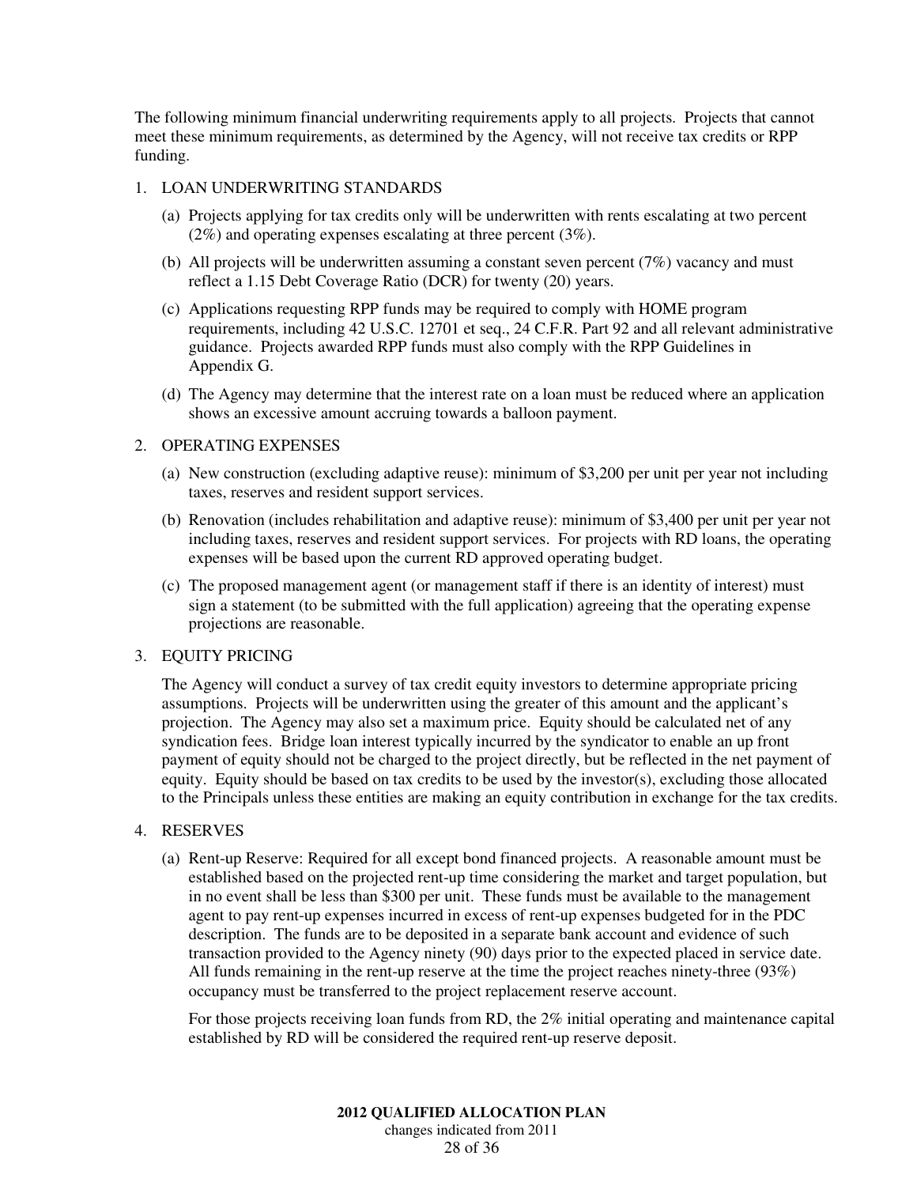The following minimum financial underwriting requirements apply to all projects. Projects that cannot meet these minimum requirements, as determined by the Agency, will not receive tax credits or RPP funding.

1. LOAN UNDERWRITING STANDARDS

   (a) Projects applying for tax credits only will be underwritten with rents escalating at two percent (2%) and operating expenses escalating at three percent (3%).

   (b) All projects will be underwritten assuming a constant seven percent (7%) vacancy and must reflect a 1.15 Debt Coverage Ratio (DCR) for twenty (20) years.

   (c) Applications requesting RPP funds may be required to comply with HOME program requirements, including 42 U.S.C. 12701 et seq., 24 C.F.R. Part 92 and all relevant administrative guidance. Projects awarded RPP funds must also comply with the RPP Guidelines in Appendix G.

   (d) The Agency may determine that the interest rate on a loan must be reduced where an application shows an excessive amount accruing towards a balloon payment.

2. OPERATING EXPENSES

   (a) New construction (excluding adaptive reuse): minimum of $3,200 per unit per year not including taxes, reserves and resident support services.

   (b) Renovation (includes rehabilitation and adaptive reuse): minimum of $3,400 per unit per year not including taxes, reserves and resident support services. For projects with RD loans, the operating expenses will be based upon the current RD approved operating budget.

   (c) The proposed management agent (or management staff if there is an identity of interest) must sign a statement (to be submitted with the full application) agreeing that the operating expense projections are reasonable.

3. EQUITY PRICING

   The Agency will conduct a survey of tax credit equity investors to determine appropriate pricing assumptions. Projects will be underwritten using the greater of this amount and the applicant's projection. The Agency may also set a maximum price. Equity should be calculated net of any syndication fees. Bridge loan interest typically incurred by the syndicator to enable an up front payment of equity should not be charged to the project directly, but be reflected in the net payment of equity. Equity should be based on tax credits to be used by the investor(s), excluding those allocated to the Principals unless these entities are making an equity contribution in exchange for the tax credits.

4. RESERVES

   (a) Rent-up Reserve: Required for all except bond financed projects. A reasonable amount must be established based on the projected rent-up time considering the market and target population, but in no event shall be less than $300 per unit. These funds must be available to the management agent to pay rent-up expenses incurred in excess of rent-up expenses budgeted for in the PDC description. The funds are to be deposited in a separate bank account and evidence of such transaction provided to the Agency ninety (90) days prior to the expected placed in service date. All funds remaining in the rent-up reserve at the time the project reaches ninety-three (93%) occupancy must be transferred to the project replacement reserve account.

   For those projects receiving loan funds from RD, the 2% initial operating and maintenance capital established by RD will be considered the required rent-up reserve deposit.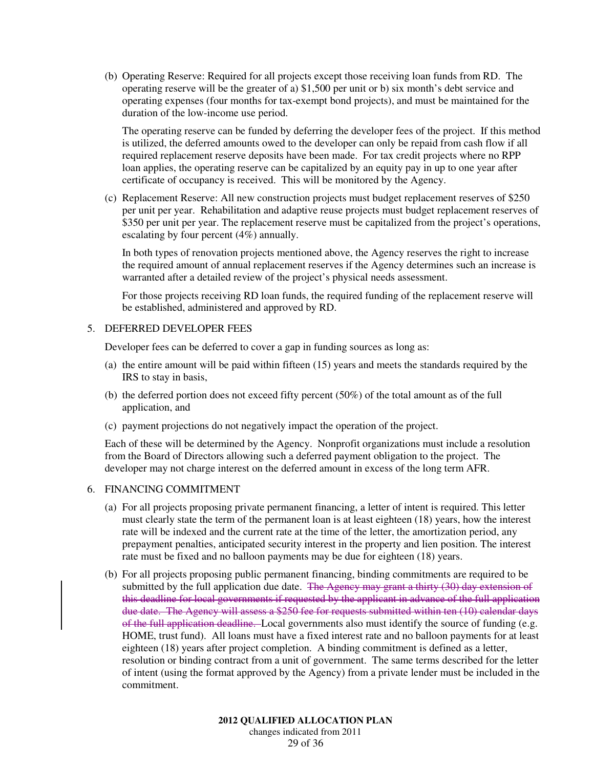(b) Operating Reserve: Required for all projects except those receiving loan funds from RD. The operating reserve will be the greater of a) $1,500 per unit or b) six month's debt service and operating expenses (four months for tax-exempt bond projects), and must be maintained for the duration of the low-income use period.

The operating reserve can be funded by deferring the developer fees of the project. If this method is utilized, the deferred amounts owed to the developer can only be repaid from cash flow if all required replacement reserve deposits have been made. For tax credit projects where no RPP loan applies, the operating reserve can be capitalized by an equity pay in up to one year after certificate of occupancy is received. This will be monitored by the Agency.

(c) Replacement Reserve: All new construction projects must budget replacement reserves of $250 per unit per year. Rehabilitation and adaptive reuse projects must budget replacement reserves of $350 per unit per year. The replacement reserve must be capitalized from the project's operations, escalating by four percent (4%) annually.

In both types of renovation projects mentioned above, the Agency reserves the right to increase the required amount of annual replacement reserves if the Agency determines such an increase is warranted after a detailed review of the project's physical needs assessment.

For those projects receiving RD loan funds, the required funding of the replacement reserve will be established, administered and approved by RD.

5. DEFERRED DEVELOPER FEES

Developer fees can be deferred to cover a gap in funding sources as long as:

(a) the entire amount will be paid within fifteen (15) years and meets the standards required by the IRS to stay in basis,

(b) the deferred portion does not exceed fifty percent (50%) of the total amount as of the full application, and

(c) payment projections do not negatively impact the operation of the project.

Each of these will be determined by the Agency. Nonprofit organizations must include a resolution from the Board of Directors allowing such a deferred payment obligation to the project. The developer may not charge interest on the deferred amount in excess of the long term AFR.

6. FINANCING COMMITMENT

(a) For all projects proposing private permanent financing, a letter of intent is required. This letter must clearly state the term of the permanent loan is at least eighteen (18) years, how the interest rate will be indexed and the current rate at the time of the letter, the amortization period, any prepayment penalties, anticipated security interest in the property and lien position. The interest rate must be fixed and no balloon payments may be due for eighteen (18) years.

(b) For all projects proposing public permanent financing, binding commitments are required to be submitted by the full application due date. ~~The Agency may grant a thirty (30) day extension of this deadline for local governments if requested by the applicant in advance of the full application due date. The Agency will assess a $250 fee for requests submitted within ten (10) calendar days of the full application deadline.~~ Local governments also must identify the source of funding (e.g. HOME, trust fund). All loans must have a fixed interest rate and no balloon payments for at least eighteen (18) years after project completion. A binding commitment is defined as a letter, resolution or binding contract from a unit of government. The same terms described for the letter of intent (using the format approved by the Agency) from a private lender must be included in the commitment.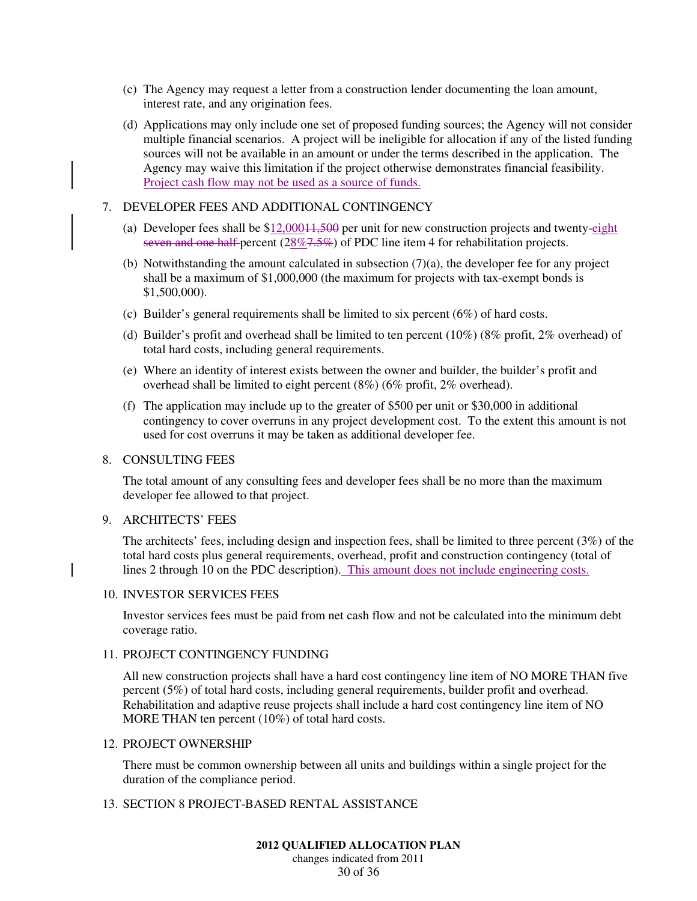(c) The Agency may request a letter from a construction lender documenting the loan amount, interest rate, and any origination fees.

(d) Applications may only include one set of proposed funding sources; the Agency will not consider multiple financial scenarios. A project will be ineligible for allocation if any of the listed funding sources will not be available in an amount or under the terms described in the application. The Agency may waive this limitation if the project otherwise demonstrates financial feasibility. Project cash flow may not be used as a source of funds.

7. DEVELOPER FEES AND ADDITIONAL CONTINGENCY

(a) Developer fees shall be $12,000~~11,500~~ per unit for new construction projects and twenty-eight ~~seven and one half~~ percent (28%~~7.5%~~) of PDC line item 4 for rehabilitation projects.

(b) Notwithstanding the amount calculated in subsection (7)(a), the developer fee for any project shall be a maximum of $1,000,000 (the maximum for projects with tax-exempt bonds is $1,500,000).

(c) Builder's general requirements shall be limited to six percent (6%) of hard costs.

(d) Builder's profit and overhead shall be limited to ten percent (10%) (8% profit, 2% overhead) of total hard costs, including general requirements.

(e) Where an identity of interest exists between the owner and builder, the builder's profit and overhead shall be limited to eight percent (8%) (6% profit, 2% overhead).

(f) The application may include up to the greater of $500 per unit or $30,000 in additional contingency to cover overruns in any project development cost. To the extent this amount is not used for cost overruns it may be taken as additional developer fee.

8. CONSULTING FEES

The total amount of any consulting fees and developer fees shall be no more than the maximum developer fee allowed to that project.

9. ARCHITECTS' FEES

The architects' fees, including design and inspection fees, shall be limited to three percent (3%) of the total hard costs plus general requirements, overhead, profit and construction contingency (total of lines 2 through 10 on the PDC description). This amount does not include engineering costs.

10. INVESTOR SERVICES FEES

Investor services fees must be paid from net cash flow and not be calculated into the minimum debt coverage ratio.

11. PROJECT CONTINGENCY FUNDING

All new construction projects shall have a hard cost contingency line item of NO MORE THAN five percent (5%) of total hard costs, including general requirements, builder profit and overhead. Rehabilitation and adaptive reuse projects shall include a hard cost contingency line item of NO MORE THAN ten percent (10%) of total hard costs.

12. PROJECT OWNERSHIP

There must be common ownership between all units and buildings within a single project for the duration of the compliance period.

13. SECTION 8 PROJECT-BASED RENTAL ASSISTANCE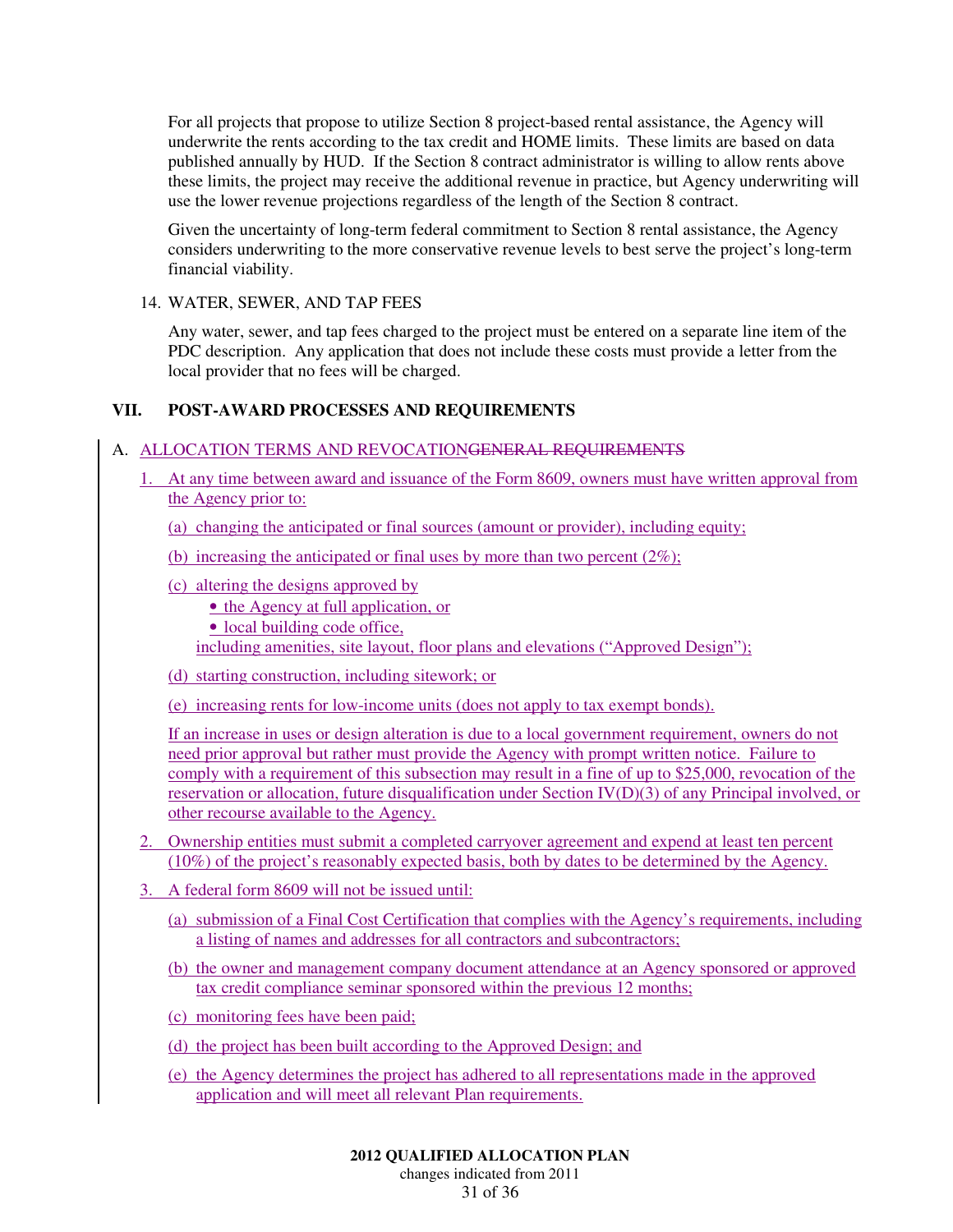For all projects that propose to utilize Section 8 project-based rental assistance, the Agency will underwrite the rents according to the tax credit and HOME limits. These limits are based on data published annually by HUD. If the Section 8 contract administrator is willing to allow rents above these limits, the project may receive the additional revenue in practice, but Agency underwriting will use the lower revenue projections regardless of the length of the Section 8 contract.

Given the uncertainty of long-term federal commitment to Section 8 rental assistance, the Agency considers underwriting to the more conservative revenue levels to best serve the project's long-term financial viability.

14. WATER, SEWER, AND TAP FEES

Any water, sewer, and tap fees charged to the project must be entered on a separate line item of the PDC description. Any application that does not include these costs must provide a letter from the local provider that no fees will be charged.

## VII. POST-AWARD PROCESSES AND REQUIREMENTS

A. ALLOCATION TERMS AND REVOCATION~~GENERAL REQUIREMENTS~~

1. At any time between award and issuance of the Form 8609, owners must have written approval from the Agency prior to:

   (a) changing the anticipated or final sources (amount or provider), including equity;

   (b) increasing the anticipated or final uses by more than two percent (2%);

   (c) altering the designs approved by
      - the Agency at full application, or
      - local building code office,

      including amenities, site layout, floor plans and elevations ("Approved Design");

   (d) starting construction, including sitework; or

   (e) increasing rents for low-income units (does not apply to tax exempt bonds).

   If an increase in uses or design alteration is due to a local government requirement, owners do not need prior approval but rather must provide the Agency with prompt written notice. Failure to comply with a requirement of this subsection may result in a fine of up to $25,000, revocation of the reservation or allocation, future disqualification under Section IV(D)(3) of any Principal involved, or other recourse available to the Agency.

2. Ownership entities must submit a completed carryover agreement and expend at least ten percent (10%) of the project's reasonably expected basis, both by dates to be determined by the Agency.

3. A federal form 8609 will not be issued until:

   (a) submission of a Final Cost Certification that complies with the Agency's requirements, including a listing of names and addresses for all contractors and subcontractors;

   (b) the owner and management company document attendance at an Agency sponsored or approved tax credit compliance seminar sponsored within the previous 12 months;

   (c) monitoring fees have been paid;

   (d) the project has been built according to the Approved Design; and

   (e) the Agency determines the project has adhered to all representations made in the approved application and will meet all relevant Plan requirements.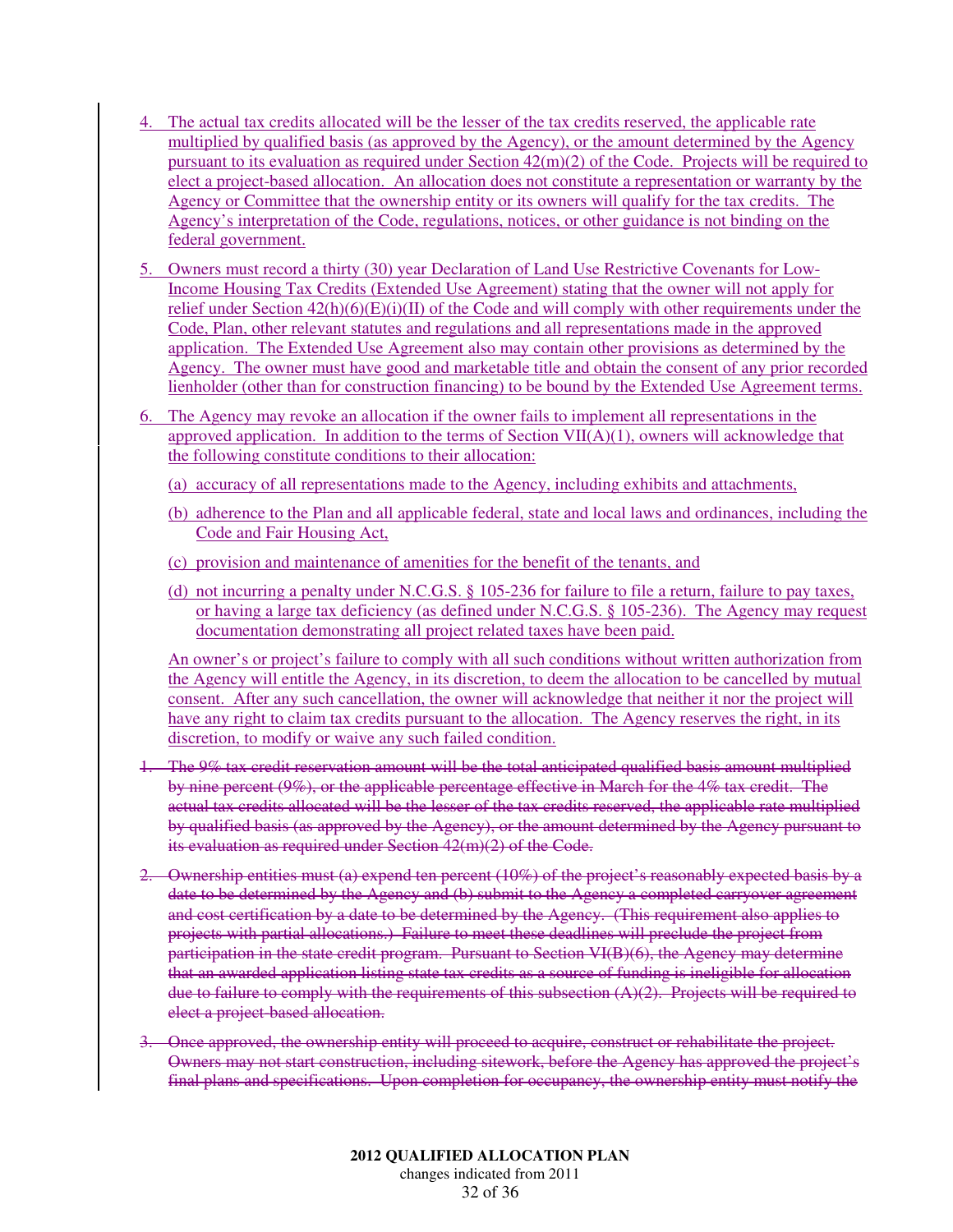4. The actual tax credits allocated will be the lesser of the tax credits reserved, the applicable rate multiplied by qualified basis (as approved by the Agency), or the amount determined by the Agency pursuant to its evaluation as required under Section 42(m)(2) of the Code. Projects will be required to elect a project-based allocation. An allocation does not constitute a representation or warranty by the Agency or Committee that the ownership entity or its owners will qualify for the tax credits. The Agency's interpretation of the Code, regulations, notices, or other guidance is not binding on the federal government.

5. Owners must record a thirty (30) year Declaration of Land Use Restrictive Covenants for Low-Income Housing Tax Credits (Extended Use Agreement) stating that the owner will not apply for relief under Section 42(h)(6)(E)(i)(II) of the Code and will comply with other requirements under the Code, Plan, other relevant statutes and regulations and all representations made in the approved application. The Extended Use Agreement also may contain other provisions as determined by the Agency. The owner must have good and marketable title and obtain the consent of any prior recorded lienholder (other than for construction financing) to be bound by the Extended Use Agreement terms.

6. The Agency may revoke an allocation if the owner fails to implement all representations in the approved application. In addition to the terms of Section VII(A)(1), owners will acknowledge that the following constitute conditions to their allocation:

   (a) accuracy of all representations made to the Agency, including exhibits and attachments,

   (b) adherence to the Plan and all applicable federal, state and local laws and ordinances, including the Code and Fair Housing Act,

   (c) provision and maintenance of amenities for the benefit of the tenants, and

   (d) not incurring a penalty under N.C.G.S. § 105-236 for failure to file a return, failure to pay taxes, or having a large tax deficiency (as defined under N.C.G.S. § 105-236). The Agency may request documentation demonstrating all project related taxes have been paid.

   An owner's or project's failure to comply with all such conditions without written authorization from the Agency will entitle the Agency, in its discretion, to deem the allocation to be cancelled by mutual consent. After any such cancellation, the owner will acknowledge that neither it nor the project will have any right to claim tax credits pursuant to the allocation. The Agency reserves the right, in its discretion, to modify or waive any such failed condition.

1. ~~The 9% tax credit reservation amount will be the total anticipated qualified basis amount multiplied by nine percent (9%), or the applicable percentage effective in March for the 4% tax credit. The actual tax credits allocated will be the lesser of the tax credits reserved, the applicable rate multiplied by qualified basis (as approved by the Agency), or the amount determined by the Agency pursuant to its evaluation as required under Section 42(m)(2) of the Code.~~

2. ~~Ownership entities must (a) expend ten percent (10%) of the project's reasonably expected basis by a date to be determined by the Agency and (b) submit to the Agency a completed carryover agreement and cost certification by a date to be determined by the Agency. (This requirement also applies to projects with partial allocations.) Failure to meet these deadlines will preclude the project from participation in the state credit program. Pursuant to Section VI(B)(6), the Agency may determine that an awarded application listing state tax credits as a source of funding is ineligible for allocation due to failure to comply with the requirements of this subsection (A)(2). Projects will be required to elect a project-based allocation.~~

3. ~~Once approved, the ownership entity will proceed to acquire, construct or rehabilitate the project. Owners may not start construction, including sitework, before the Agency has approved the project's final plans and specifications. Upon completion for occupancy, the ownership entity must notify the~~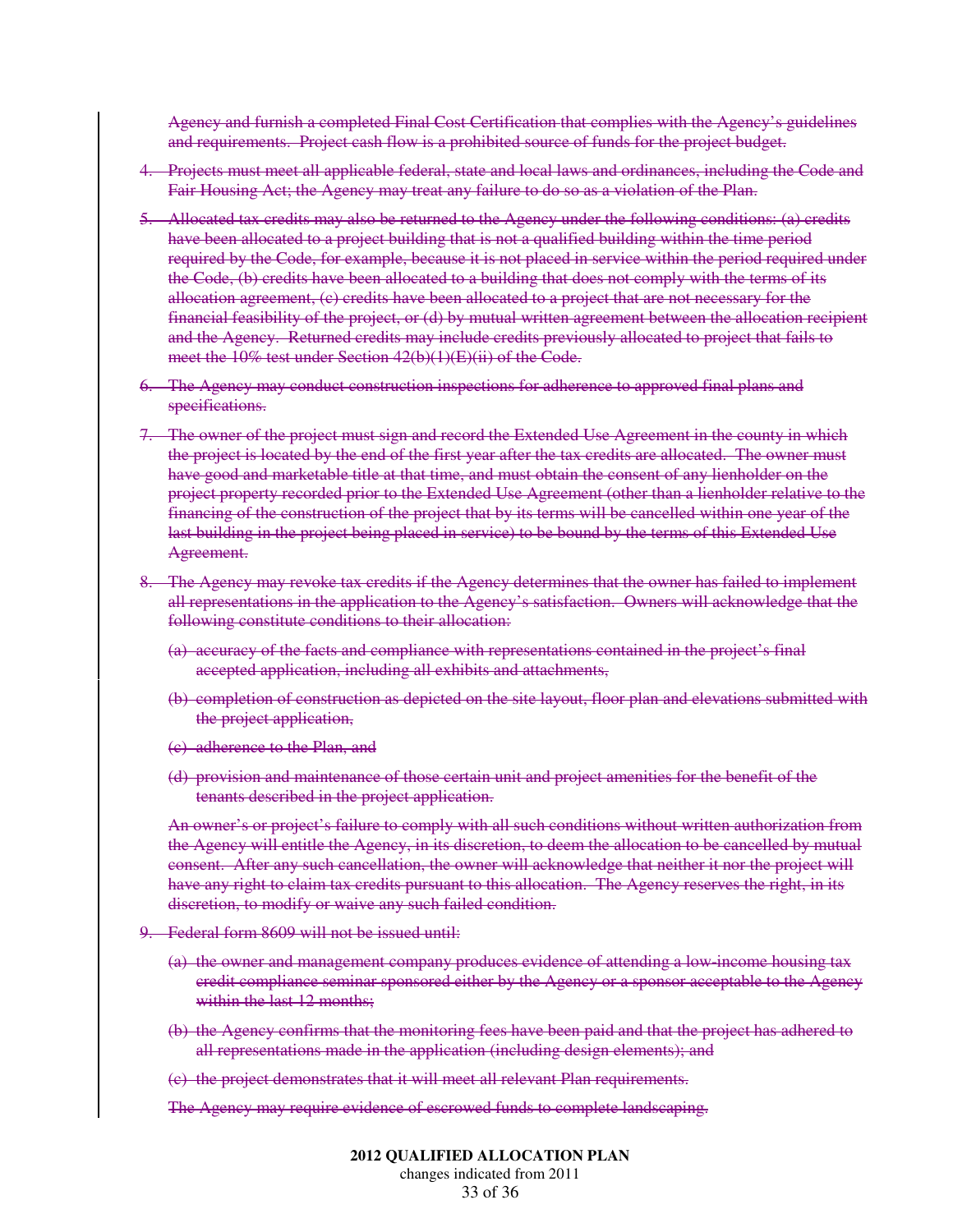~~Agency and furnish a completed Final Cost Certification that complies with the Agency's guidelines and requirements. Project cash flow is a prohibited source of funds for the project budget.~~

4. ~~Projects must meet all applicable federal, state and local laws and ordinances, including the Code and Fair Housing Act; the Agency may treat any failure to do so as a violation of the Plan.~~

5. ~~Allocated tax credits may also be returned to the Agency under the following conditions: (a) credits have been allocated to a project building that is not a qualified building within the time period required by the Code, for example, because it is not placed in service within the period required under the Code, (b) credits have been allocated to a building that does not comply with the terms of its allocation agreement, (c) credits have been allocated to a project that are not necessary for the financial feasibility of the project, or (d) by mutual written agreement between the allocation recipient and the Agency. Returned credits may include credits previously allocated to project that fails to meet the 10% test under Section 42(b)(1)(E)(ii) of the Code.~~

6. ~~The Agency may conduct construction inspections for adherence to approved final plans and specifications.~~

7. ~~The owner of the project must sign and record the Extended Use Agreement in the county in which the project is located by the end of the first year after the tax credits are allocated. The owner must have good and marketable title at that time, and must obtain the consent of any lienholder on the project property recorded prior to the Extended Use Agreement (other than a lienholder relative to the financing of the construction of the project that by its terms will be cancelled within one year of the last building in the project being placed in service) to be bound by the terms of this Extended Use Agreement.~~

8. ~~The Agency may revoke tax credits if the Agency determines that the owner has failed to implement all representations in the application to the Agency's satisfaction. Owners will acknowledge that the following constitute conditions to their allocation:~~

   ~~(a) accuracy of the facts and compliance with representations contained in the project's final accepted application, including all exhibits and attachments,~~

   ~~(b) completion of construction as depicted on the site layout, floor plan and elevations submitted with the project application,~~

   ~~(c) adherence to the Plan, and~~

   ~~(d) provision and maintenance of those certain unit and project amenities for the benefit of the tenants described in the project application.~~

   ~~An owner's or project's failure to comply with all such conditions without written authorization from the Agency will entitle the Agency, in its discretion, to deem the allocation to be cancelled by mutual consent. After any such cancellation, the owner will acknowledge that neither it nor the project will have any right to claim tax credits pursuant to this allocation. The Agency reserves the right, in its discretion, to modify or waive any such failed condition.~~

9. ~~Federal form 8609 will not be issued until:~~

   ~~(a) the owner and management company produces evidence of attending a low-income housing tax credit compliance seminar sponsored either by the Agency or a sponsor acceptable to the Agency within the last 12 months;~~

   ~~(b) the Agency confirms that the monitoring fees have been paid and that the project has adhered to all representations made in the application (including design elements); and~~

   ~~(c) the project demonstrates that it will meet all relevant Plan requirements.~~

   ~~The Agency may require evidence of escrowed funds to complete landscaping.~~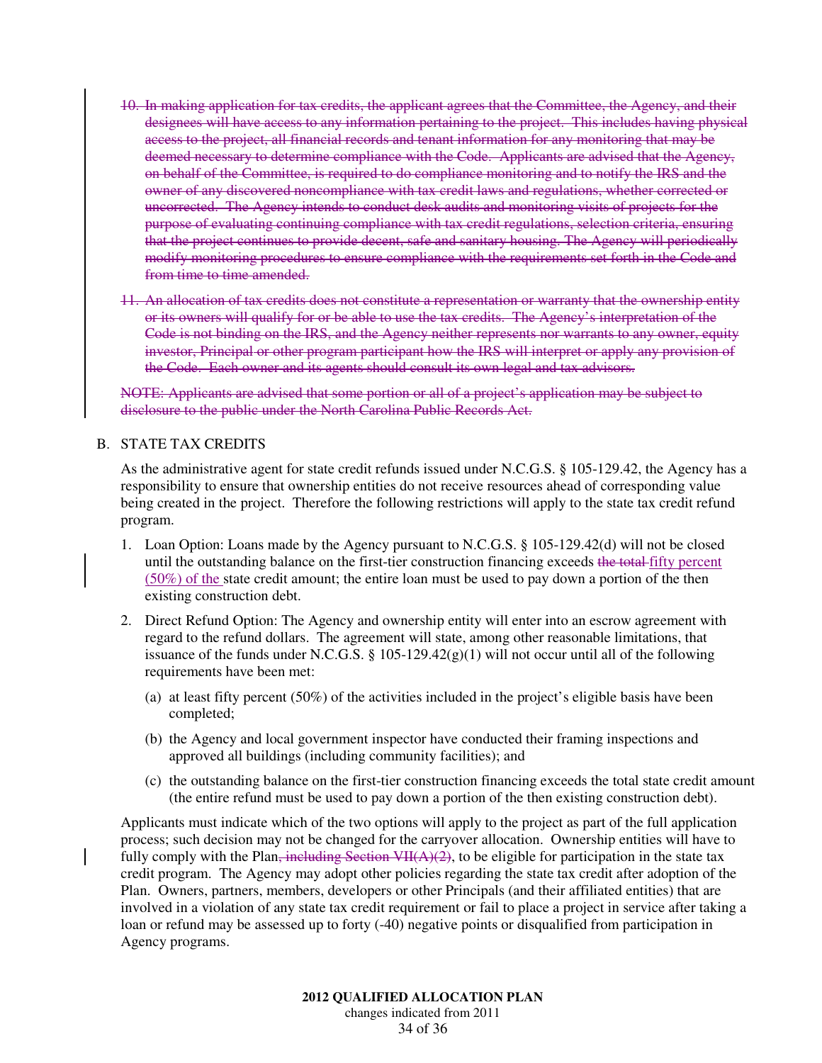10. ~~In making application for tax credits, the applicant agrees that the Committee, the Agency, and their designees will have access to any information pertaining to the project. This includes having physical access to the project, all financial records and tenant information for any monitoring that may be deemed necessary to determine compliance with the Code. Applicants are advised that the Agency, on behalf of the Committee, is required to do compliance monitoring and to notify the IRS and the owner of any discovered noncompliance with tax credit laws and regulations, whether corrected or uncorrected. The Agency intends to conduct desk audits and monitoring visits of projects for the purpose of evaluating continuing compliance with tax credit regulations, selection criteria, ensuring that the project continues to provide decent, safe and sanitary housing. The Agency will periodically modify monitoring procedures to ensure compliance with the requirements set forth in the Code and from time to time amended.~~

11. ~~An allocation of tax credits does not constitute a representation or warranty that the ownership entity or its owners will qualify for or be able to use the tax credits. The Agency's interpretation of the Code is not binding on the IRS, and the Agency neither represents nor warrants to any owner, equity investor, Principal or other program participant how the IRS will interpret or apply any provision of the Code. Each owner and its agents should consult its own legal and tax advisors.~~

~~NOTE: Applicants are advised that some portion or all of a project's application may be subject to disclosure to the public under the North Carolina Public Records Act.~~

B. STATE TAX CREDITS

As the administrative agent for state credit refunds issued under N.C.G.S. § 105-129.42, the Agency has a responsibility to ensure that ownership entities do not receive resources ahead of corresponding value being created in the project. Therefore the following restrictions will apply to the state tax credit refund program.

1. Loan Option: Loans made by the Agency pursuant to N.C.G.S. § 105-129.42(d) will not be closed until the outstanding balance on the first-tier construction financing exceeds ~~the total~~ fifty percent (50%) of the state credit amount; the entire loan must be used to pay down a portion of the then existing construction debt.

2. Direct Refund Option: The Agency and ownership entity will enter into an escrow agreement with regard to the refund dollars. The agreement will state, among other reasonable limitations, that issuance of the funds under N.C.G.S. § 105-129.42(g)(1) will not occur until all of the following requirements have been met:

   (a) at least fifty percent (50%) of the activities included in the project's eligible basis have been completed;

   (b) the Agency and local government inspector have conducted their framing inspections and approved all buildings (including community facilities); and

   (c) the outstanding balance on the first-tier construction financing exceeds the total state credit amount (the entire refund must be used to pay down a portion of the then existing construction debt).

Applicants must indicate which of the two options will apply to the project as part of the full application process; such decision may not be changed for the carryover allocation. Ownership entities will have to fully comply with the Plan~~, including Section VII(A)(2)~~, to be eligible for participation in the state tax credit program. The Agency may adopt other policies regarding the state tax credit after adoption of the Plan. Owners, partners, members, developers or other Principals (and their affiliated entities) that are involved in a violation of any state tax credit requirement or fail to place a project in service after taking a loan or refund may be assessed up to forty (-40) negative points or disqualified from participation in Agency programs.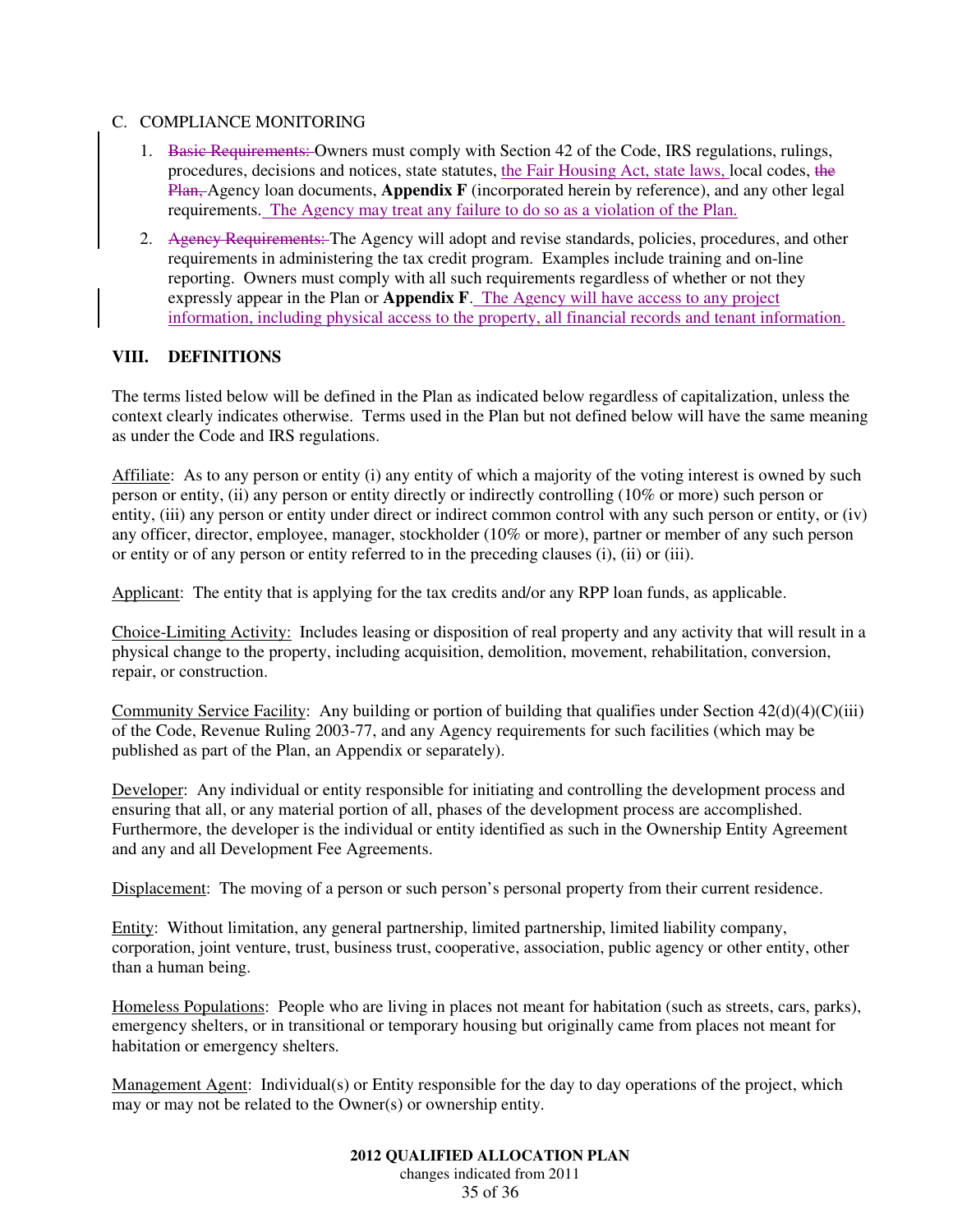C. COMPLIANCE MONITORING

1. ~~Basic Requirements:~~ Owners must comply with Section 42 of the Code, IRS regulations, rulings, procedures, decisions and notices, state statutes, the Fair Housing Act, state laws, local codes, ~~the Plan,~~ Agency loan documents, **Appendix F** (incorporated herein by reference), and any other legal requirements. The Agency may treat any failure to do so as a violation of the Plan.

2. ~~Agency Requirements:~~ The Agency will adopt and revise standards, policies, procedures, and other requirements in administering the tax credit program. Examples include training and on-line reporting. Owners must comply with all such requirements regardless of whether or not they expressly appear in the Plan or **Appendix F**. The Agency will have access to any project information, including physical access to the property, all financial records and tenant information.

## VIII. DEFINITIONS

The terms listed below will be defined in the Plan as indicated below regardless of capitalization, unless the context clearly indicates otherwise. Terms used in the Plan but not defined below will have the same meaning as under the Code and IRS regulations.

Affiliate: As to any person or entity (i) any entity of which a majority of the voting interest is owned by such person or entity, (ii) any person or entity directly or indirectly controlling (10% or more) such person or entity, (iii) any person or entity under direct or indirect common control with any such person or entity, or (iv) any officer, director, employee, manager, stockholder (10% or more), partner or member of any such person or entity or of any person or entity referred to in the preceding clauses (i), (ii) or (iii).

Applicant: The entity that is applying for the tax credits and/or any RPP loan funds, as applicable.

Choice-Limiting Activity: Includes leasing or disposition of real property and any activity that will result in a physical change to the property, including acquisition, demolition, movement, rehabilitation, conversion, repair, or construction.

Community Service Facility: Any building or portion of building that qualifies under Section 42(d)(4)(C)(iii) of the Code, Revenue Ruling 2003-77, and any Agency requirements for such facilities (which may be published as part of the Plan, an Appendix or separately).

Developer: Any individual or entity responsible for initiating and controlling the development process and ensuring that all, or any material portion of all, phases of the development process are accomplished. Furthermore, the developer is the individual or entity identified as such in the Ownership Entity Agreement and any and all Development Fee Agreements.

Displacement: The moving of a person or such person's personal property from their current residence.

Entity: Without limitation, any general partnership, limited partnership, limited liability company, corporation, joint venture, trust, business trust, cooperative, association, public agency or other entity, other than a human being.

Homeless Populations: People who are living in places not meant for habitation (such as streets, cars, parks), emergency shelters, or in transitional or temporary housing but originally came from places not meant for habitation or emergency shelters.

Management Agent: Individual(s) or Entity responsible for the day to day operations of the project, which may or may not be related to the Owner(s) or ownership entity.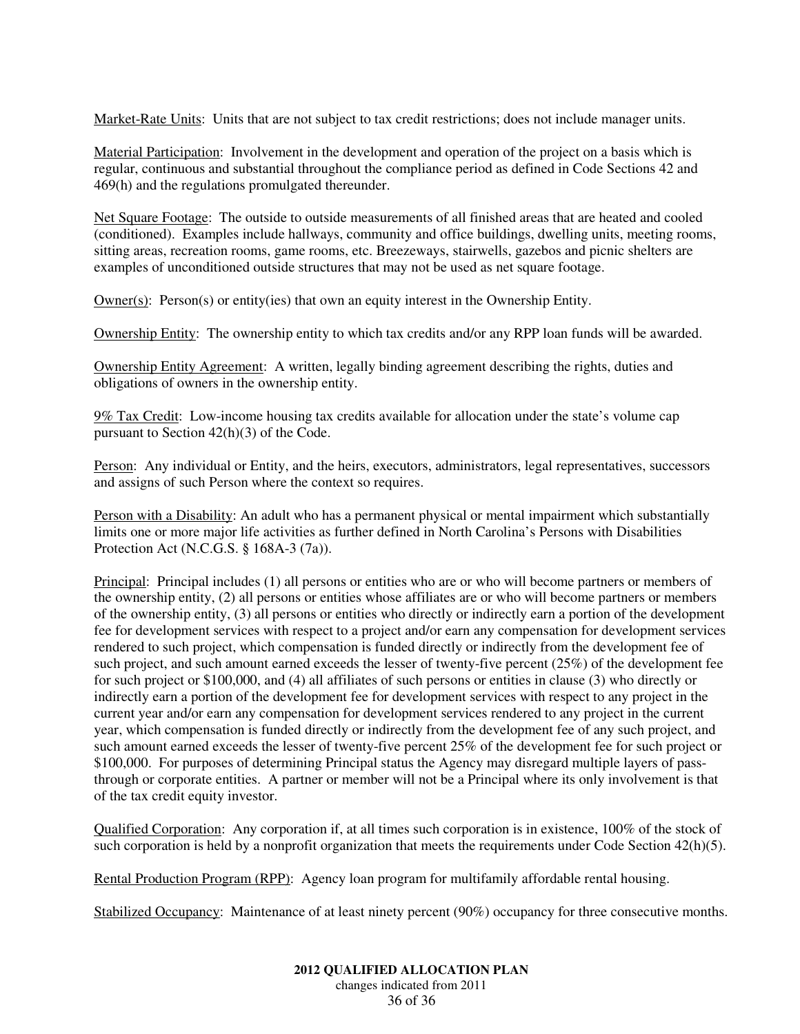Market-Rate Units: Units that are not subject to tax credit restrictions; does not include manager units.

Material Participation: Involvement in the development and operation of the project on a basis which is regular, continuous and substantial throughout the compliance period as defined in Code Sections 42 and 469(h) and the regulations promulgated thereunder.

Net Square Footage: The outside to outside measurements of all finished areas that are heated and cooled (conditioned). Examples include hallways, community and office buildings, dwelling units, meeting rooms, sitting areas, recreation rooms, game rooms, etc. Breezeways, stairwells, gazebos and picnic shelters are examples of unconditioned outside structures that may not be used as net square footage.

Owner(s): Person(s) or entity(ies) that own an equity interest in the Ownership Entity.

Ownership Entity: The ownership entity to which tax credits and/or any RPP loan funds will be awarded.

Ownership Entity Agreement: A written, legally binding agreement describing the rights, duties and obligations of owners in the ownership entity.

9% Tax Credit: Low-income housing tax credits available for allocation under the state's volume cap pursuant to Section 42(h)(3) of the Code.

Person: Any individual or Entity, and the heirs, executors, administrators, legal representatives, successors and assigns of such Person where the context so requires.

Person with a Disability: An adult who has a permanent physical or mental impairment which substantially limits one or more major life activities as further defined in North Carolina's Persons with Disabilities Protection Act (N.C.G.S. § 168A-3 (7a)).

Principal: Principal includes (1) all persons or entities who are or who will become partners or members of the ownership entity, (2) all persons or entities whose affiliates are or who will become partners or members of the ownership entity, (3) all persons or entities who directly or indirectly earn a portion of the development fee for development services with respect to a project and/or earn any compensation for development services rendered to such project, which compensation is funded directly or indirectly from the development fee of such project, and such amount earned exceeds the lesser of twenty-five percent (25%) of the development fee for such project or $100,000, and (4) all affiliates of such persons or entities in clause (3) who directly or indirectly earn a portion of the development fee for development services with respect to any project in the current year and/or earn any compensation for development services rendered to any project in the current year, which compensation is funded directly or indirectly from the development fee of any such project, and such amount earned exceeds the lesser of twenty-five percent 25% of the development fee for such project or $100,000. For purposes of determining Principal status the Agency may disregard multiple layers of pass-through or corporate entities. A partner or member will not be a Principal where its only involvement is that of the tax credit equity investor.

Qualified Corporation: Any corporation if, at all times such corporation is in existence, 100% of the stock of such corporation is held by a nonprofit organization that meets the requirements under Code Section 42(h)(5).

Rental Production Program (RPP): Agency loan program for multifamily affordable rental housing.

Stabilized Occupancy: Maintenance of at least ninety percent (90%) occupancy for three consecutive months.